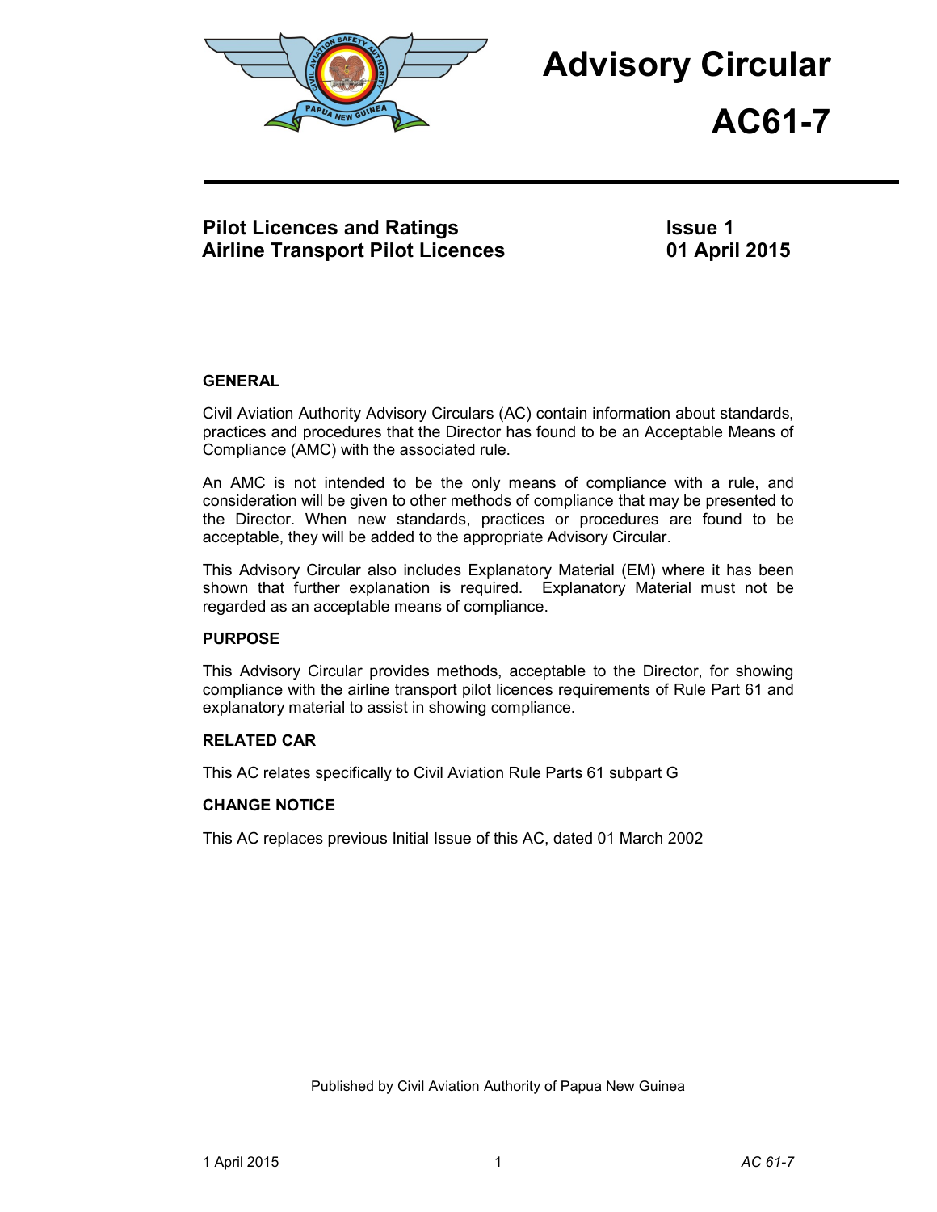# Advisory Circular

# AC61-7

**Pilot Licences and Ratings**
**Airline Transport Pilot Licences**

**Issue 1**
**01 April 2015**

## GENERAL

Civil Aviation Authority Advisory Circulars (AC) contain information about standards, practices and procedures that the Director has found to be an Acceptable Means of Compliance (AMC) with the associated rule.

An AMC is not intended to be the only means of compliance with a rule, and consideration will be given to other methods of compliance that may be presented to the Director. When new standards, practices or procedures are found to be acceptable, they will be added to the appropriate Advisory Circular.

This Advisory Circular also includes Explanatory Material (EM) where it has been shown that further explanation is required. Explanatory Material must not be regarded as an acceptable means of compliance.

## PURPOSE

This Advisory Circular provides methods, acceptable to the Director, for showing compliance with the airline transport pilot licences requirements of Rule Part 61 and explanatory material to assist in showing compliance.

## RELATED CAR

This AC relates specifically to Civil Aviation Rule Parts 61 subpart G

## CHANGE NOTICE

This AC replaces previous Initial Issue of this AC, dated 01 March 2002

Published by Civil Aviation Authority of Papua New Guinea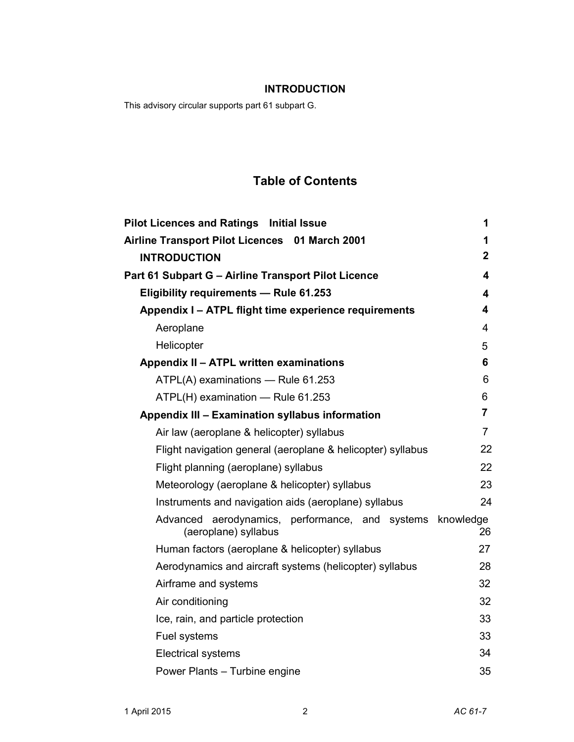## INTRODUCTION

This advisory circular supports part 61 subpart G.

# Table of Contents

| | |
|---|---|
| **Pilot Licences and Ratings Initial Issue** | **1** |
| **Airline Transport Pilot Licences 01 March 2001** | **1** |
| **INTRODUCTION** | **2** |
| **Part 61 Subpart G – Airline Transport Pilot Licence** | **4** |
| **Eligibility requirements — Rule 61.253** | **4** |
| **Appendix I – ATPL flight time experience requirements** | **4** |
| Aeroplane | 4 |
| Helicopter | 5 |
| **Appendix II – ATPL written examinations** | **6** |
| ATPL(A) examinations — Rule 61.253 | 6 |
| ATPL(H) examination — Rule 61.253 | 6 |
| **Appendix III – Examination syllabus information** | **7** |
| Air law (aeroplane & helicopter) syllabus | 7 |
| Flight navigation general (aeroplane & helicopter) syllabus | 22 |
| Flight planning (aeroplane) syllabus | 22 |
| Meteorology (aeroplane & helicopter) syllabus | 23 |
| Instruments and navigation aids (aeroplane) syllabus | 24 |
| Advanced aerodynamics, performance, and systems knowledge (aeroplane) syllabus | 26 |
| Human factors (aeroplane & helicopter) syllabus | 27 |
| Aerodynamics and aircraft systems (helicopter) syllabus | 28 |
| Airframe and systems | 32 |
| Air conditioning | 32 |
| Ice, rain, and particle protection | 33 |
| Fuel systems | 33 |
| Electrical systems | 34 |
| Power Plants – Turbine engine | 35 |

1 April 2015 AC 61-7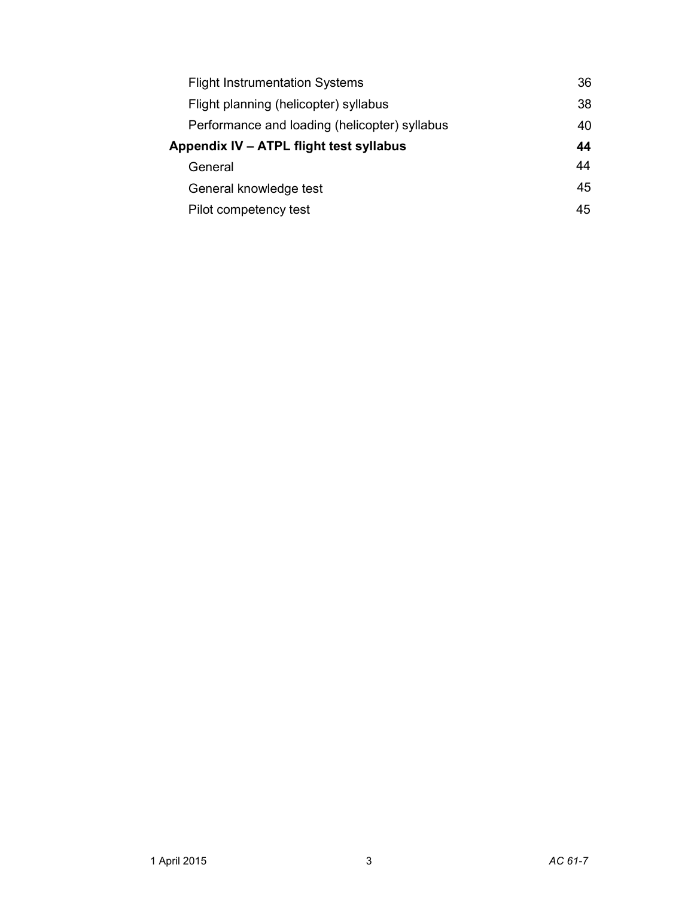Flight Instrumentation Systems 36

Flight planning (helicopter) syllabus 38

Performance and loading (helicopter) syllabus 40

**Appendix IV – ATPL flight test syllabus 44**

General 44

General knowledge test 45

Pilot competency test 45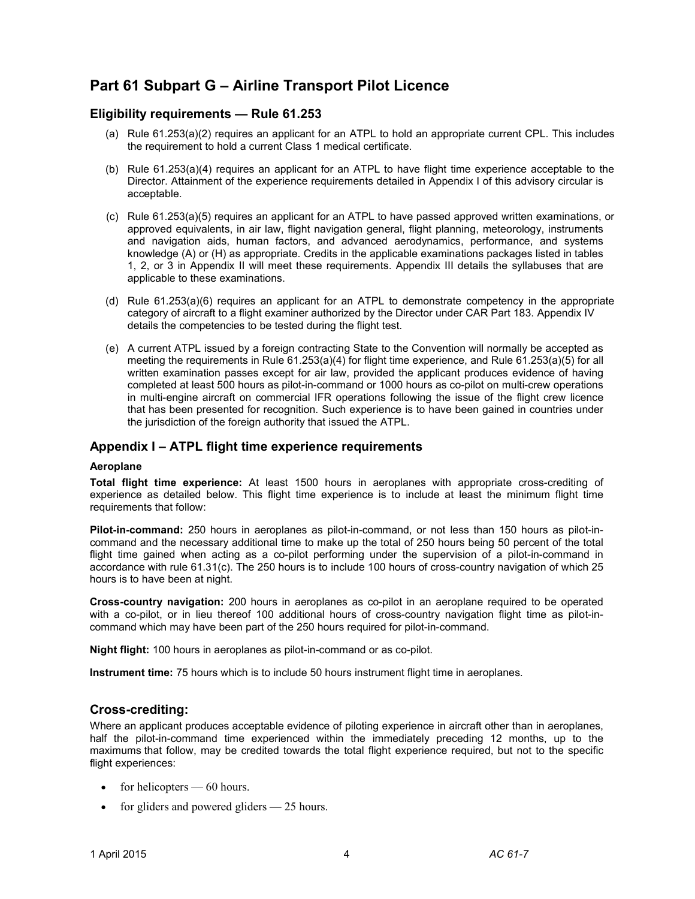# Part 61 Subpart G – Airline Transport Pilot Licence

## Eligibility requirements — Rule 61.253

(a) Rule 61.253(a)(2) requires an applicant for an ATPL to hold an appropriate current CPL. This includes the requirement to hold a current Class 1 medical certificate.

(b) Rule 61.253(a)(4) requires an applicant for an ATPL to have flight time experience acceptable to the Director. Attainment of the experience requirements detailed in Appendix I of this advisory circular is acceptable.

(c) Rule 61.253(a)(5) requires an applicant for an ATPL to have passed approved written examinations, or approved equivalents, in air law, flight navigation general, flight planning, meteorology, instruments and navigation aids, human factors, and advanced aerodynamics, performance, and systems knowledge (A) or (H) as appropriate. Credits in the applicable examinations packages listed in tables 1, 2, or 3 in Appendix II will meet these requirements. Appendix III details the syllabuses that are applicable to these examinations.

(d) Rule 61.253(a)(6) requires an applicant for an ATPL to demonstrate competency in the appropriate category of aircraft to a flight examiner authorized by the Director under CAR Part 183. Appendix IV details the competencies to be tested during the flight test.

(e) A current ATPL issued by a foreign contracting State to the Convention will normally be accepted as meeting the requirements in Rule 61.253(a)(4) for flight time experience, and Rule 61.253(a)(5) for all written examination passes except for air law, provided the applicant produces evidence of having completed at least 500 hours as pilot-in-command or 1000 hours as co-pilot on multi-crew operations in multi-engine aircraft on commercial IFR operations following the issue of the flight crew licence that has been presented for recognition. Such experience is to have been gained in countries under the jurisdiction of the foreign authority that issued the ATPL.

## Appendix I – ATPL flight time experience requirements

### Aeroplane

**Total flight time experience:** At least 1500 hours in aeroplanes with appropriate cross-crediting of experience as detailed below. This flight time experience is to include at least the minimum flight time requirements that follow:

**Pilot-in-command:** 250 hours in aeroplanes as pilot-in-command, or not less than 150 hours as pilot-in-command and the necessary additional time to make up the total of 250 hours being 50 percent of the total flight time gained when acting as a co-pilot performing under the supervision of a pilot-in-command in accordance with rule 61.31(c). The 250 hours is to include 100 hours of cross-country navigation of which 25 hours is to have been at night.

**Cross-country navigation:** 200 hours in aeroplanes as co-pilot in an aeroplane required to be operated with a co-pilot, or in lieu thereof 100 additional hours of cross-country navigation flight time as pilot-in-command which may have been part of the 250 hours required for pilot-in-command.

**Night flight:** 100 hours in aeroplanes as pilot-in-command or as co-pilot.

**Instrument time:** 75 hours which is to include 50 hours instrument flight time in aeroplanes.

## Cross-crediting:

Where an applicant produces acceptable evidence of piloting experience in aircraft other than in aeroplanes, half the pilot-in-command time experienced within the immediately preceding 12 months, up to the maximums that follow, may be credited towards the total flight experience required, but not to the specific flight experiences:

- for helicopters — 60 hours.
- for gliders and powered gliders — 25 hours.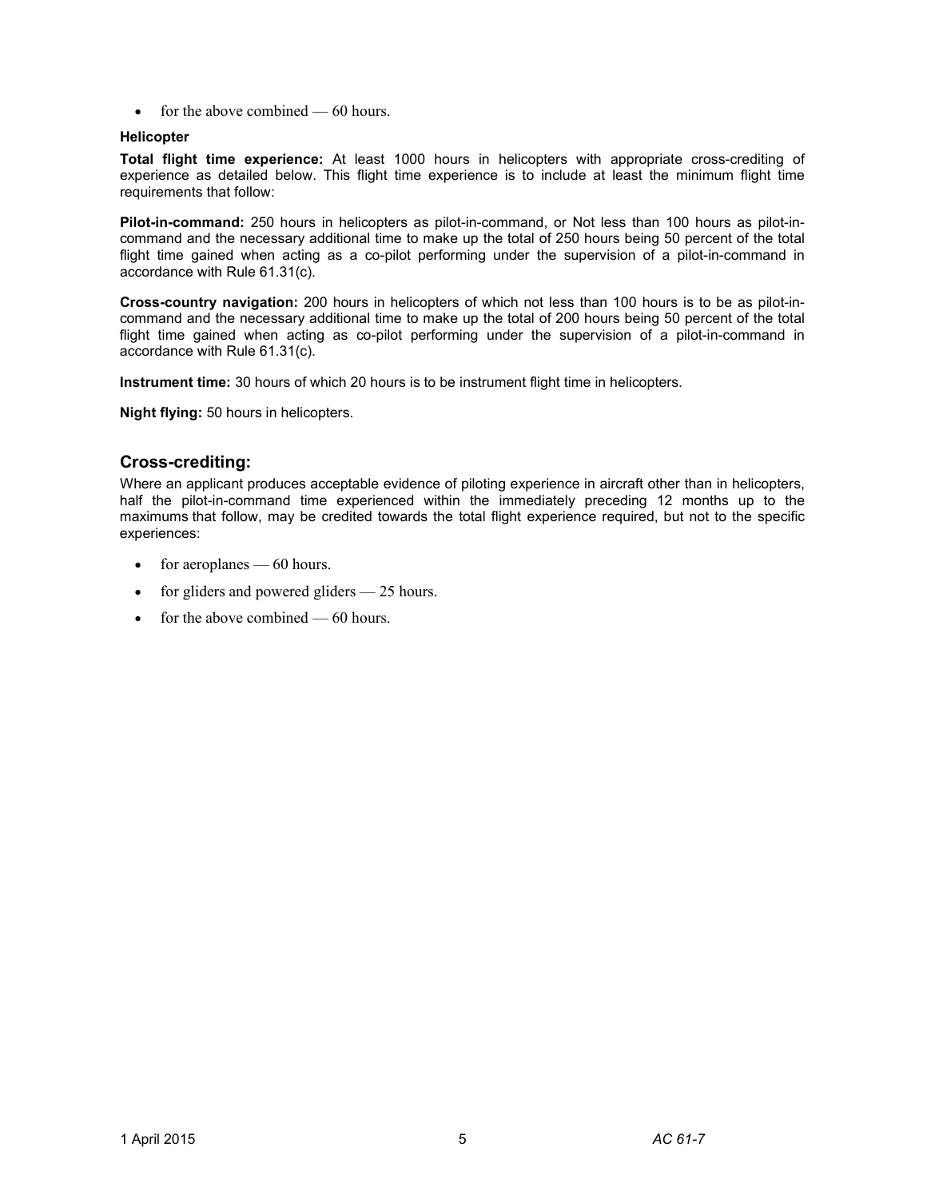- for the above combined — 60 hours.

#### Helicopter

**Total flight time experience:** At least 1000 hours in helicopters with appropriate cross-crediting of experience as detailed below. This flight time experience is to include at least the minimum flight time requirements that follow:

**Pilot-in-command:** 250 hours in helicopters as pilot-in-command, or Not less than 100 hours as pilot-in-command and the necessary additional time to make up the total of 250 hours being 50 percent of the total flight time gained when acting as a co-pilot performing under the supervision of a pilot-in-command in accordance with Rule 61.31(c).

**Cross-country navigation:** 200 hours in helicopters of which not less than 100 hours is to be as pilot-in-command and the necessary additional time to make up the total of 200 hours being 50 percent of the total flight time gained when acting as co-pilot performing under the supervision of a pilot-in-command in accordance with Rule 61.31(c).

**Instrument time:** 30 hours of which 20 hours is to be instrument flight time in helicopters.

**Night flying:** 50 hours in helicopters.

### Cross-crediting:

Where an applicant produces acceptable evidence of piloting experience in aircraft other than in helicopters, half the pilot-in-command time experienced within the immediately preceding 12 months up to the maximums that follow, may be credited towards the total flight experience required, but not to the specific experiences:

- for aeroplanes — 60 hours.
- for gliders and powered gliders — 25 hours.
- for the above combined — 60 hours.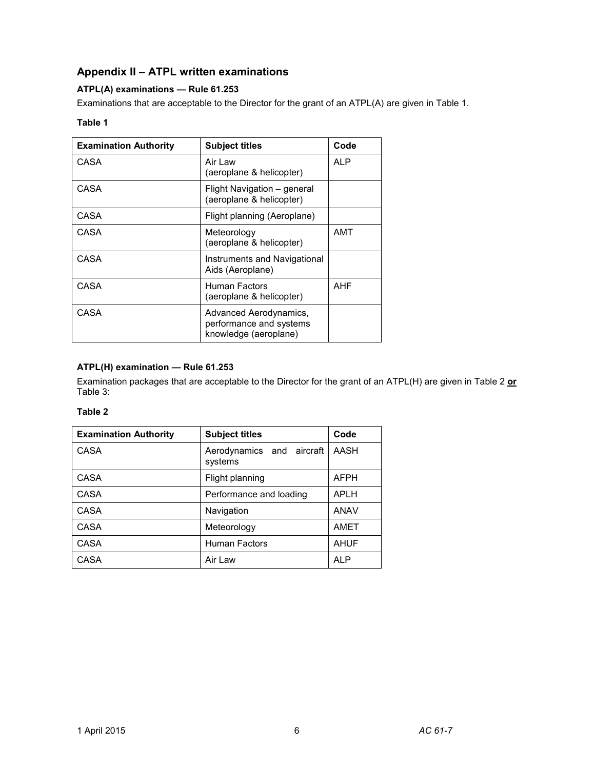## Appendix II – ATPL written examinations

### ATPL(A) examinations — Rule 61.253

Examinations that are acceptable to the Director for the grant of an ATPL(A) are given in Table 1.

**Table 1**

| Examination Authority | Subject titles | Code |
|---|---|---|
| CASA | Air Law (aeroplane & helicopter) | ALP |
| CASA | Flight Navigation – general (aeroplane & helicopter) | |
| CASA | Flight planning (Aeroplane) | |
| CASA | Meteorology (aeroplane & helicopter) | AMT |
| CASA | Instruments and Navigational Aids (Aeroplane) | |
| CASA | Human Factors (aeroplane & helicopter) | AHF |
| CASA | Advanced Aerodynamics, performance and systems knowledge (aeroplane) | |

### ATPL(H) examination — Rule 61.253

Examination packages that are acceptable to the Director for the grant of an ATPL(H) are given in Table 2 **or** Table 3:

**Table 2**

| Examination Authority | Subject titles | Code |
|---|---|---|
| CASA | Aerodynamics and aircraft systems | AASH |
| CASA | Flight planning | AFPH |
| CASA | Performance and loading | APLH |
| CASA | Navigation | ANAV |
| CASA | Meteorology | AMET |
| CASA | Human Factors | AHUF |
| CASA | Air Law | ALP |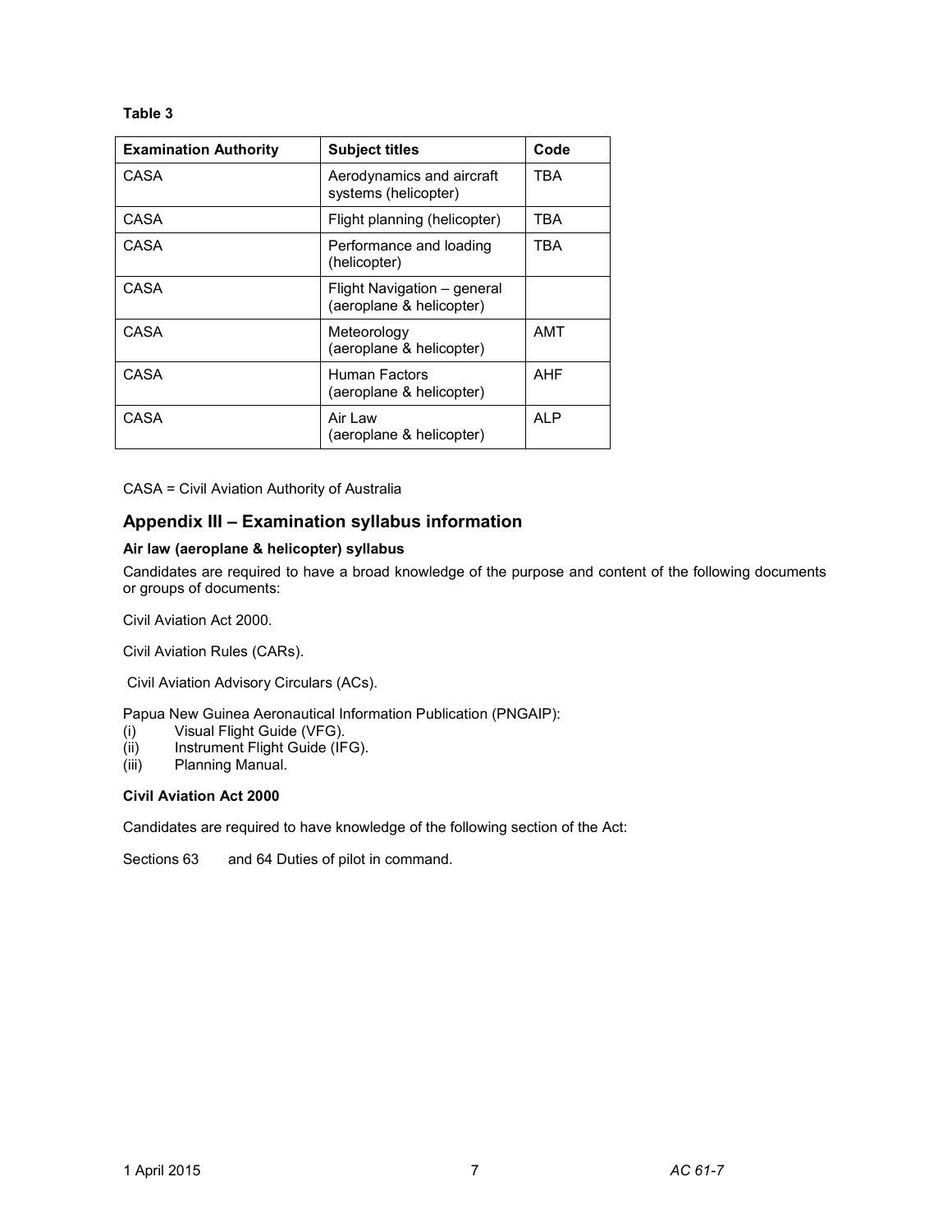**Table 3**

| Examination Authority | Subject titles | Code |
|---|---|---|
| CASA | Aerodynamics and aircraft systems (helicopter) | TBA |
| CASA | Flight planning (helicopter) | TBA |
| CASA | Performance and loading (helicopter) | TBA |
| CASA | Flight Navigation – general (aeroplane & helicopter) | |
| CASA | Meteorology (aeroplane & helicopter) | AMT |
| CASA | Human Factors (aeroplane & helicopter) | AHF |
| CASA | Air Law (aeroplane & helicopter) | ALP |

CASA = Civil Aviation Authority of Australia

## Appendix III – Examination syllabus information

### Air law (aeroplane & helicopter) syllabus

Candidates are required to have a broad knowledge of the purpose and content of the following documents or groups of documents:

Civil Aviation Act 2000.

Civil Aviation Rules (CARs).

Civil Aviation Advisory Circulars (ACs).

Papua New Guinea Aeronautical Information Publication (PNGAIP):
(i) Visual Flight Guide (VFG).
(ii) Instrument Flight Guide (IFG).
(iii) Planning Manual.

### Civil Aviation Act 2000

Candidates are required to have knowledge of the following section of the Act:

Sections 63 and 64 Duties of pilot in command.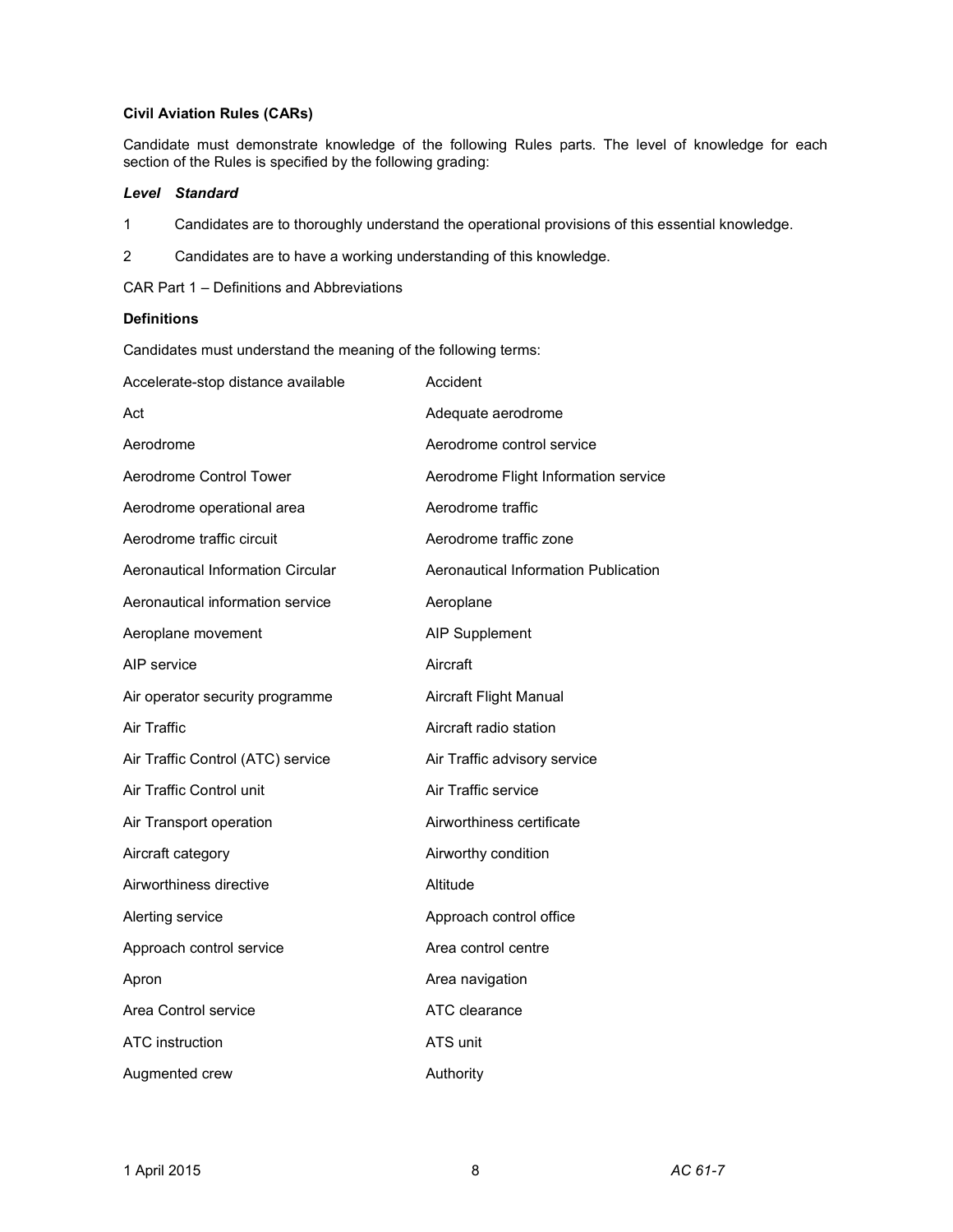**Civil Aviation Rules (CARs)**

Candidate must demonstrate knowledge of the following Rules parts. The level of knowledge for each section of the Rules is specified by the following grading:

***Level Standard***

1 Candidates are to thoroughly understand the operational provisions of this essential knowledge.

2 Candidates are to have a working understanding of this knowledge.

CAR Part 1 – Definitions and Abbreviations

**Definitions**

Candidates must understand the meaning of the following terms:

| | |
|---|---|
| Accelerate-stop distance available | Accident |
| Act | Adequate aerodrome |
| Aerodrome | Aerodrome control service |
| Aerodrome Control Tower | Aerodrome Flight Information service |
| Aerodrome operational area | Aerodrome traffic |
| Aerodrome traffic circuit | Aerodrome traffic zone |
| Aeronautical Information Circular | Aeronautical Information Publication |
| Aeronautical information service | Aeroplane |
| Aeroplane movement | AIP Supplement |
| AIP service | Aircraft |
| Air operator security programme | Aircraft Flight Manual |
| Air Traffic | Aircraft radio station |
| Air Traffic Control (ATC) service | Air Traffic advisory service |
| Air Traffic Control unit | Air Traffic service |
| Air Transport operation | Airworthiness certificate |
| Aircraft category | Airworthy condition |
| Airworthiness directive | Altitude |
| Alerting service | Approach control office |
| Approach control service | Area control centre |
| Apron | Area navigation |
| Area Control service | ATC clearance |
| ATC instruction | ATS unit |
| Augmented crew | Authority |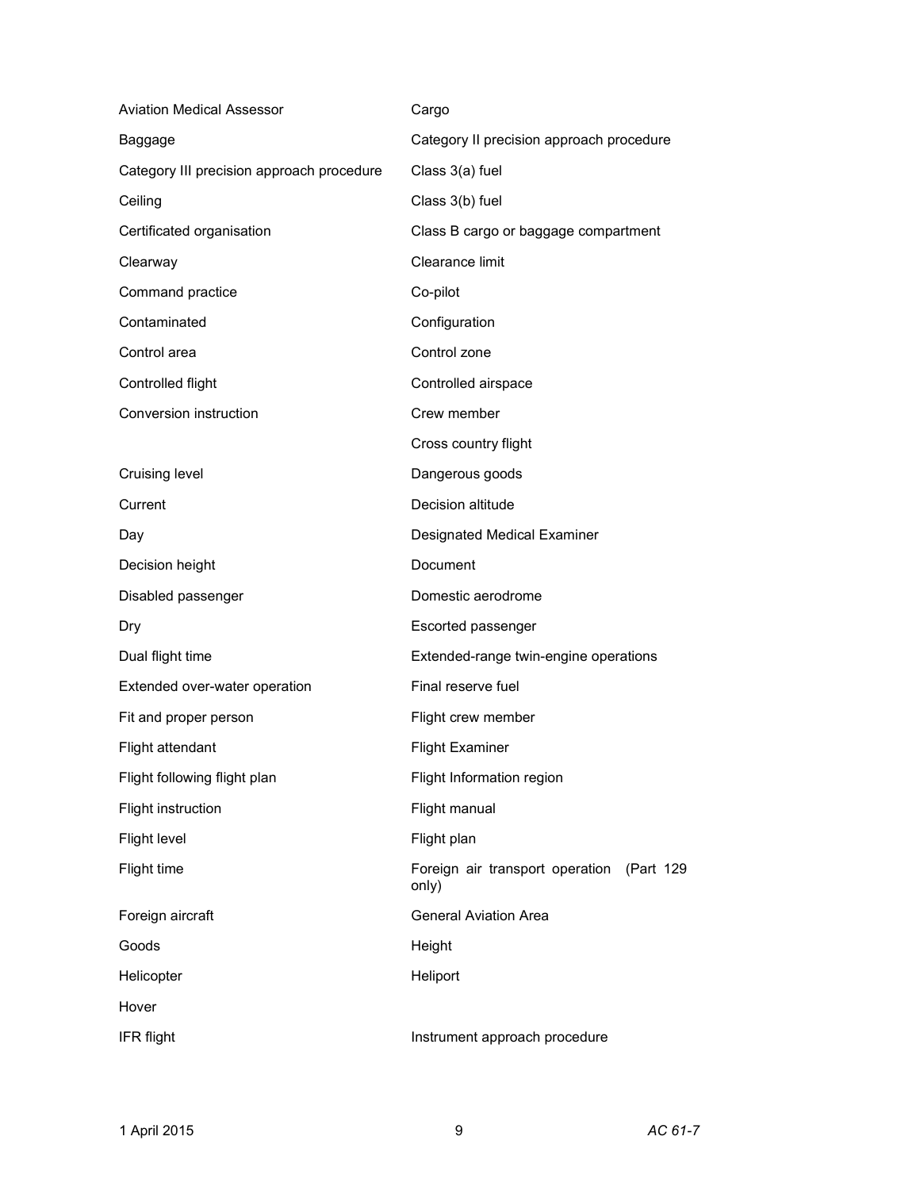| | |
|---|---|
| Aviation Medical Assessor | Cargo |
| Baggage | Category II precision approach procedure |
| Category III precision approach procedure | Class 3(a) fuel |
| Ceiling | Class 3(b) fuel |
| Certificated organisation | Class B cargo or baggage compartment |
| Clearway | Clearance limit |
| Command practice | Co-pilot |
| Contaminated | Configuration |
| Control area | Control zone |
| Controlled flight | Controlled airspace |
| Conversion instruction | Crew member |
| | Cross country flight |
| Cruising level | Dangerous goods |
| Current | Decision altitude |
| Day | Designated Medical Examiner |
| Decision height | Document |
| Disabled passenger | Domestic aerodrome |
| Dry | Escorted passenger |
| Dual flight time | Extended-range twin-engine operations |
| Extended over-water operation | Final reserve fuel |
| Fit and proper person | Flight crew member |
| Flight attendant | Flight Examiner |
| Flight following flight plan | Flight Information region |
| Flight instruction | Flight manual |
| Flight level | Flight plan |
| Flight time | Foreign air transport operation (Part 129 only) |
| Foreign aircraft | General Aviation Area |
| Goods | Height |
| Helicopter | Heliport |
| Hover | |
| IFR flight | Instrument approach procedure |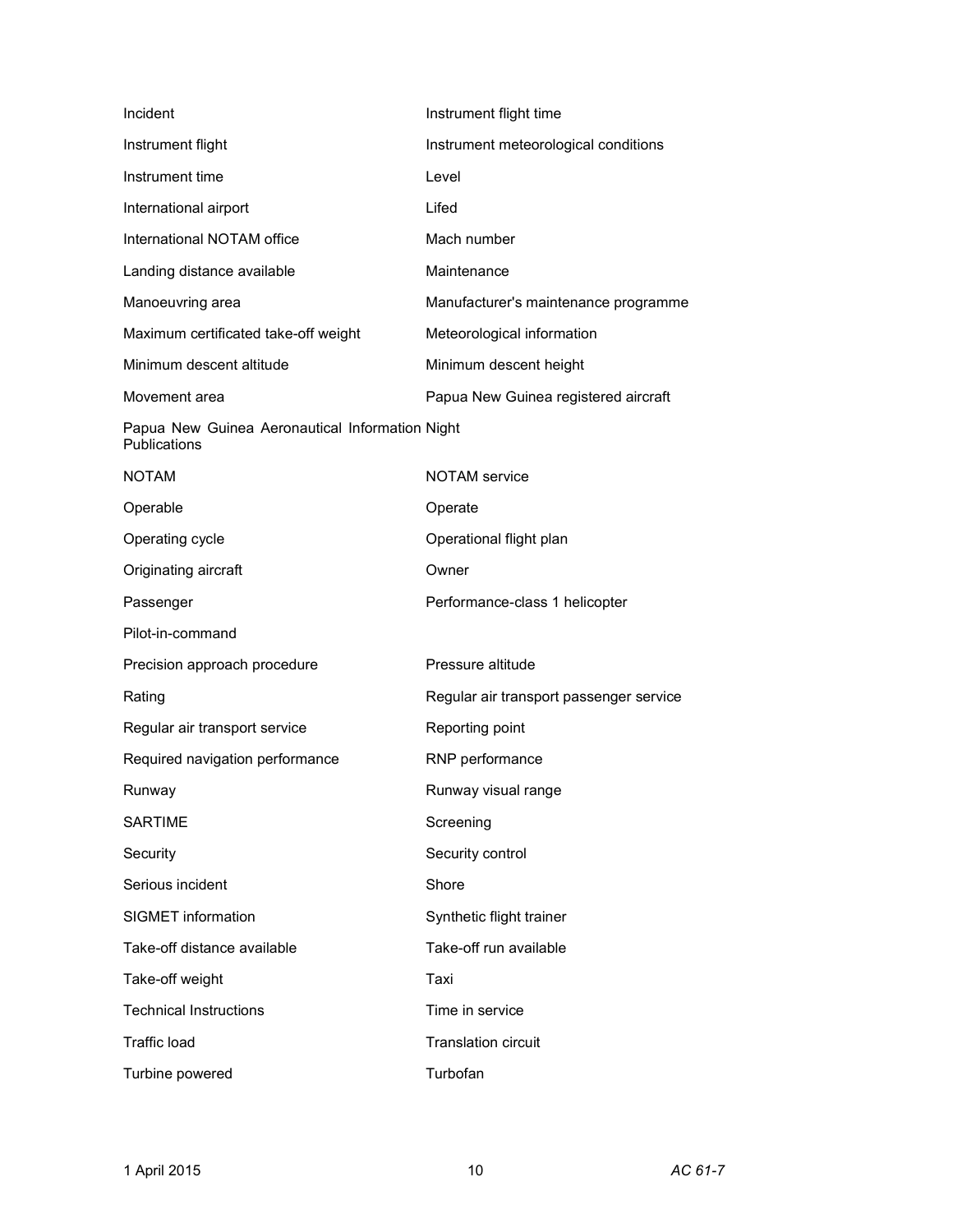Incident

Instrument flight time

Instrument flight

Instrument meteorological conditions

Instrument time

Level

International airport

Lifed

International NOTAM office

Mach number

Landing distance available

Maintenance

Manoeuvring area

Manufacturer's maintenance programme

Maximum certificated take-off weight

Meteorological information

Minimum descent altitude

Minimum descent height

Movement area

Papua New Guinea registered aircraft

Papua New Guinea Aeronautical Information Publications

Night

NOTAM

NOTAM service

Operable

Operate

Operating cycle

Operational flight plan

Originating aircraft

Owner

Passenger

Performance-class 1 helicopter

Pilot-in-command

Precision approach procedure

Pressure altitude

Rating

Regular air transport passenger service

Regular air transport service

Reporting point

Required navigation performance

RNP performance

Runway

Runway visual range

SARTIME

Screening

Security

Security control

Serious incident

Shore

SIGMET information

Synthetic flight trainer

Take-off distance available

Take-off run available

Take-off weight

Taxi

Technical Instructions

Time in service

Traffic load

Translation circuit

Turbine powered

Turbofan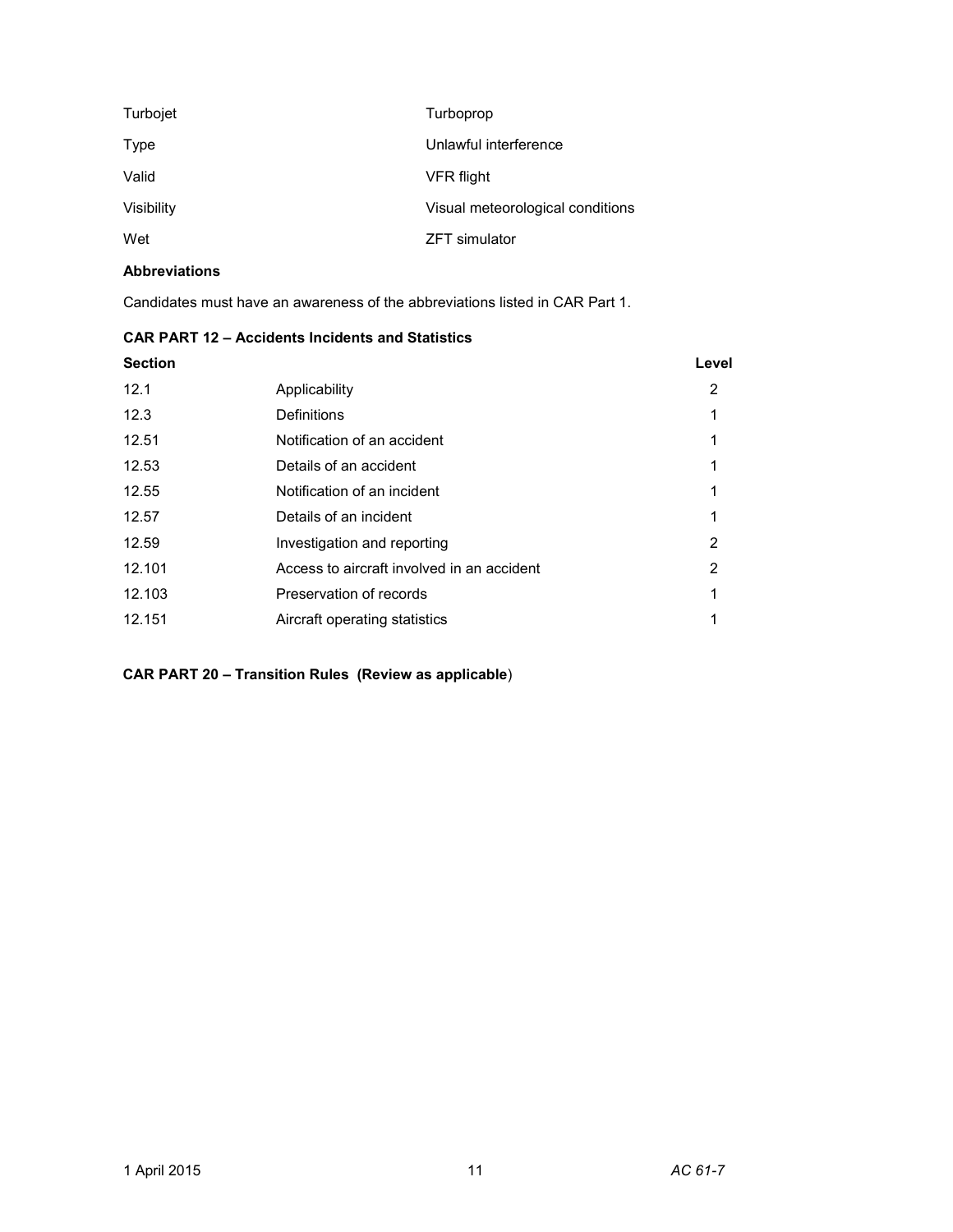| | |
|---|---|
| Turbojet | Turboprop |
| Type | Unlawful interference |
| Valid | VFR flight |
| Visibility | Visual meteorological conditions |
| Wet | ZFT simulator |

**Abbreviations**

Candidates must have an awareness of the abbreviations listed in CAR Part 1.

**CAR PART 12 – Accidents Incidents and Statistics**

| Section | | Level |
|---|---|---|
| 12.1 | Applicability | 2 |
| 12.3 | Definitions | 1 |
| 12.51 | Notification of an accident | 1 |
| 12.53 | Details of an accident | 1 |
| 12.55 | Notification of an incident | 1 |
| 12.57 | Details of an incident | 1 |
| 12.59 | Investigation and reporting | 2 |
| 12.101 | Access to aircraft involved in an accident | 2 |
| 12.103 | Preservation of records | 1 |
| 12.151 | Aircraft operating statistics | 1 |

**CAR PART 20 – Transition Rules (Review as applicable**)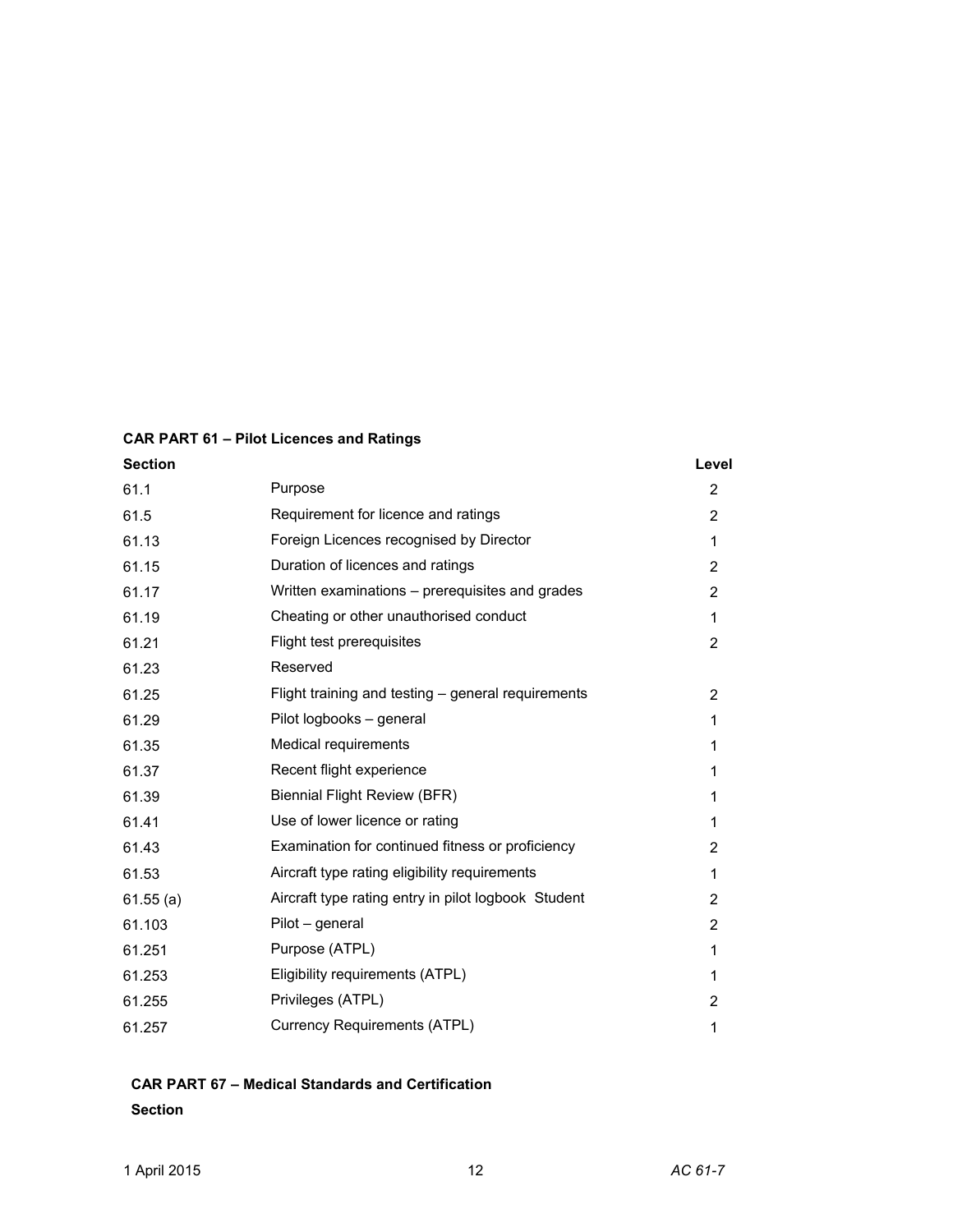**CAR PART 61 – Pilot Licences and Ratings**

| Section | | Level |
|---|---|---|
| 61.1 | Purpose | 2 |
| 61.5 | Requirement for licence and ratings | 2 |
| 61.13 | Foreign Licences recognised by Director | 1 |
| 61.15 | Duration of licences and ratings | 2 |
| 61.17 | Written examinations – prerequisites and grades | 2 |
| 61.19 | Cheating or other unauthorised conduct | 1 |
| 61.21 | Flight test prerequisites | 2 |
| 61.23 | Reserved | |
| 61.25 | Flight training and testing – general requirements | 2 |
| 61.29 | Pilot logbooks – general | 1 |
| 61.35 | Medical requirements | 1 |
| 61.37 | Recent flight experience | 1 |
| 61.39 | Biennial Flight Review (BFR) | 1 |
| 61.41 | Use of lower licence or rating | 1 |
| 61.43 | Examination for continued fitness or proficiency | 2 |
| 61.53 | Aircraft type rating eligibility requirements | 1 |
| 61.55 (a) | Aircraft type rating entry in pilot logbook Student | 2 |
| 61.103 | Pilot – general | 2 |
| 61.251 | Purpose (ATPL) | 1 |
| 61.253 | Eligibility requirements (ATPL) | 1 |
| 61.255 | Privileges (ATPL) | 2 |
| 61.257 | Currency Requirements (ATPL) | 1 |

**CAR PART 67 – Medical Standards and Certification**

**Section**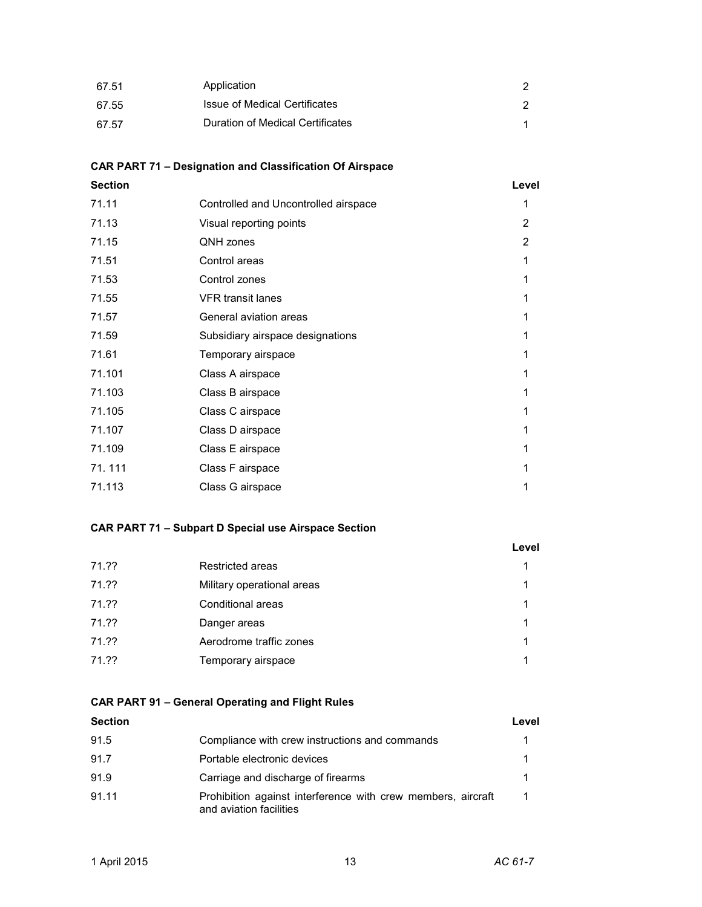| | | |
|---|---|---|
| 67.51 | Application | 2 |
| 67.55 | Issue of Medical Certificates | 2 |
| 67.57 | Duration of Medical Certificates | 1 |

### CAR PART 71 – Designation and Classification Of Airspace

| Section | | Level |
|---|---|---|
| 71.11 | Controlled and Uncontrolled airspace | 1 |
| 71.13 | Visual reporting points | 2 |
| 71.15 | QNH zones | 2 |
| 71.51 | Control areas | 1 |
| 71.53 | Control zones | 1 |
| 71.55 | VFR transit lanes | 1 |
| 71.57 | General aviation areas | 1 |
| 71.59 | Subsidiary airspace designations | 1 |
| 71.61 | Temporary airspace | 1 |
| 71.101 | Class A airspace | 1 |
| 71.103 | Class B airspace | 1 |
| 71.105 | Class C airspace | 1 |
| 71.107 | Class D airspace | 1 |
| 71.109 | Class E airspace | 1 |
| 71. 111 | Class F airspace | 1 |
| 71.113 | Class G airspace | 1 |

### CAR PART 71 – Subpart D Special use Airspace Section

| | | Level |
|---|---|---|
| 71.?? | Restricted areas | 1 |
| 71.?? | Military operational areas | 1 |
| 71.?? | Conditional areas | 1 |
| 71.?? | Danger areas | 1 |
| 71.?? | Aerodrome traffic zones | 1 |
| 71.?? | Temporary airspace | 1 |

### CAR PART 91 – General Operating and Flight Rules

| Section | | Level |
|---|---|---|
| 91.5 | Compliance with crew instructions and commands | 1 |
| 91.7 | Portable electronic devices | 1 |
| 91.9 | Carriage and discharge of firearms | 1 |
| 91.11 | Prohibition against interference with crew members, aircraft and aviation facilities | 1 |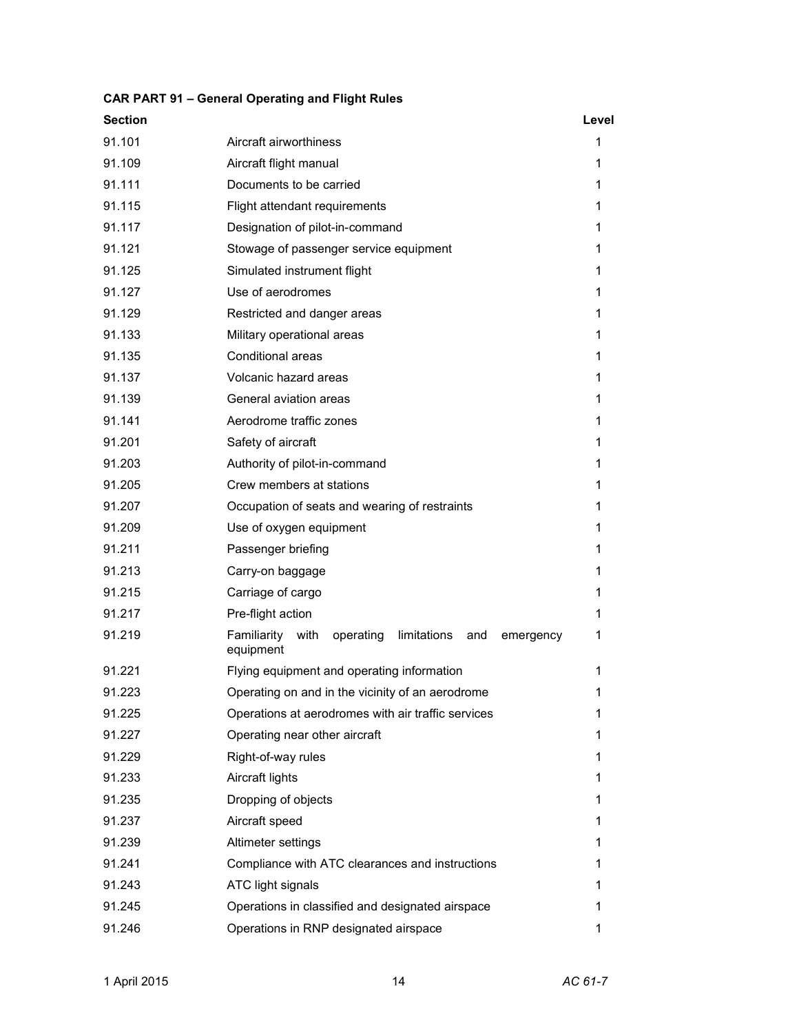**CAR PART 91 – General Operating and Flight Rules**

| Section | | Level |
|---|---|---|
| 91.101 | Aircraft airworthiness | 1 |
| 91.109 | Aircraft flight manual | 1 |
| 91.111 | Documents to be carried | 1 |
| 91.115 | Flight attendant requirements | 1 |
| 91.117 | Designation of pilot-in-command | 1 |
| 91.121 | Stowage of passenger service equipment | 1 |
| 91.125 | Simulated instrument flight | 1 |
| 91.127 | Use of aerodromes | 1 |
| 91.129 | Restricted and danger areas | 1 |
| 91.133 | Military operational areas | 1 |
| 91.135 | Conditional areas | 1 |
| 91.137 | Volcanic hazard areas | 1 |
| 91.139 | General aviation areas | 1 |
| 91.141 | Aerodrome traffic zones | 1 |
| 91.201 | Safety of aircraft | 1 |
| 91.203 | Authority of pilot-in-command | 1 |
| 91.205 | Crew members at stations | 1 |
| 91.207 | Occupation of seats and wearing of restraints | 1 |
| 91.209 | Use of oxygen equipment | 1 |
| 91.211 | Passenger briefing | 1 |
| 91.213 | Carry-on baggage | 1 |
| 91.215 | Carriage of cargo | 1 |
| 91.217 | Pre-flight action | 1 |
| 91.219 | Familiarity with operating limitations and emergency equipment | 1 |
| 91.221 | Flying equipment and operating information | 1 |
| 91.223 | Operating on and in the vicinity of an aerodrome | 1 |
| 91.225 | Operations at aerodromes with air traffic services | 1 |
| 91.227 | Operating near other aircraft | 1 |
| 91.229 | Right-of-way rules | 1 |
| 91.233 | Aircraft lights | 1 |
| 91.235 | Dropping of objects | 1 |
| 91.237 | Aircraft speed | 1 |
| 91.239 | Altimeter settings | 1 |
| 91.241 | Compliance with ATC clearances and instructions | 1 |
| 91.243 | ATC light signals | 1 |
| 91.245 | Operations in classified and designated airspace | 1 |
| 91.246 | Operations in RNP designated airspace | 1 |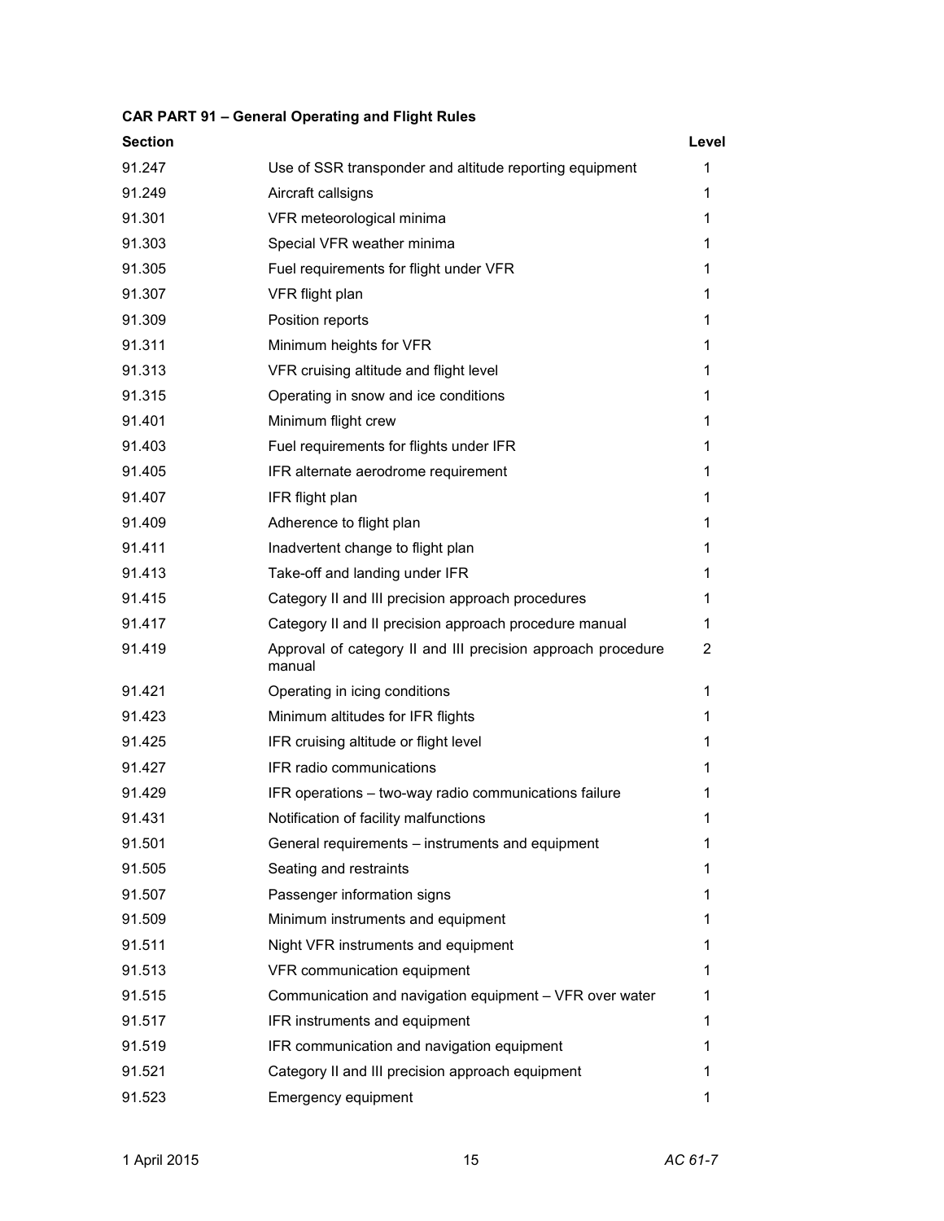**CAR PART 91 – General Operating and Flight Rules**

| Section | | Level |
|---|---|---|
| 91.247 | Use of SSR transponder and altitude reporting equipment | 1 |
| 91.249 | Aircraft callsigns | 1 |
| 91.301 | VFR meteorological minima | 1 |
| 91.303 | Special VFR weather minima | 1 |
| 91.305 | Fuel requirements for flight under VFR | 1 |
| 91.307 | VFR flight plan | 1 |
| 91.309 | Position reports | 1 |
| 91.311 | Minimum heights for VFR | 1 |
| 91.313 | VFR cruising altitude and flight level | 1 |
| 91.315 | Operating in snow and ice conditions | 1 |
| 91.401 | Minimum flight crew | 1 |
| 91.403 | Fuel requirements for flights under IFR | 1 |
| 91.405 | IFR alternate aerodrome requirement | 1 |
| 91.407 | IFR flight plan | 1 |
| 91.409 | Adherence to flight plan | 1 |
| 91.411 | Inadvertent change to flight plan | 1 |
| 91.413 | Take-off and landing under IFR | 1 |
| 91.415 | Category II and III precision approach procedures | 1 |
| 91.417 | Category II and II precision approach procedure manual | 1 |
| 91.419 | Approval of category II and III precision approach procedure manual | 2 |
| 91.421 | Operating in icing conditions | 1 |
| 91.423 | Minimum altitudes for IFR flights | 1 |
| 91.425 | IFR cruising altitude or flight level | 1 |
| 91.427 | IFR radio communications | 1 |
| 91.429 | IFR operations – two-way radio communications failure | 1 |
| 91.431 | Notification of facility malfunctions | 1 |
| 91.501 | General requirements – instruments and equipment | 1 |
| 91.505 | Seating and restraints | 1 |
| 91.507 | Passenger information signs | 1 |
| 91.509 | Minimum instruments and equipment | 1 |
| 91.511 | Night VFR instruments and equipment | 1 |
| 91.513 | VFR communication equipment | 1 |
| 91.515 | Communication and navigation equipment – VFR over water | 1 |
| 91.517 | IFR instruments and equipment | 1 |
| 91.519 | IFR communication and navigation equipment | 1 |
| 91.521 | Category II and III precision approach equipment | 1 |
| 91.523 | Emergency equipment | 1 |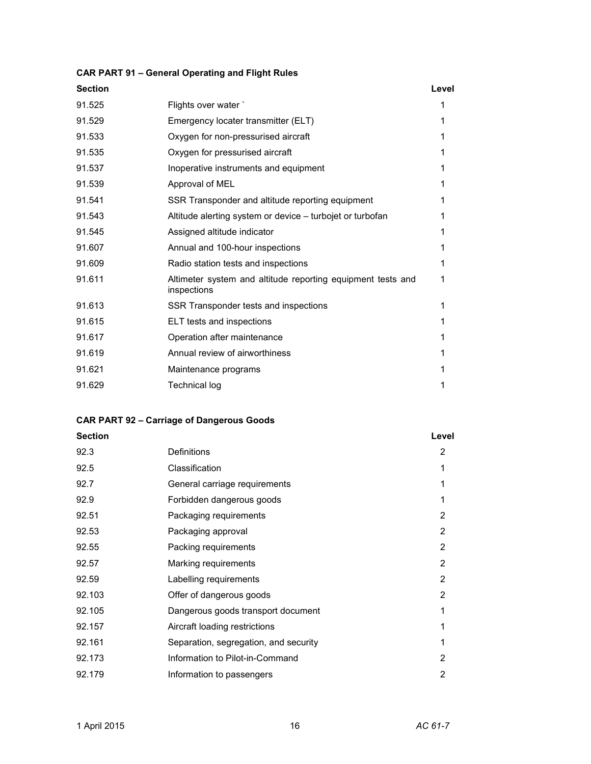**CAR PART 91 – General Operating and Flight Rules**

| Section | | Level |
|---|---|---|
| 91.525 | Flights over water ` | 1 |
| 91.529 | Emergency locater transmitter (ELT) | 1 |
| 91.533 | Oxygen for non-pressurised aircraft | 1 |
| 91.535 | Oxygen for pressurised aircraft | 1 |
| 91.537 | Inoperative instruments and equipment | 1 |
| 91.539 | Approval of MEL | 1 |
| 91.541 | SSR Transponder and altitude reporting equipment | 1 |
| 91.543 | Altitude alerting system or device – turbojet or turbofan | 1 |
| 91.545 | Assigned altitude indicator | 1 |
| 91.607 | Annual and 100-hour inspections | 1 |
| 91.609 | Radio station tests and inspections | 1 |
| 91.611 | Altimeter system and altitude reporting equipment tests and inspections | 1 |
| 91.613 | SSR Transponder tests and inspections | 1 |
| 91.615 | ELT tests and inspections | 1 |
| 91.617 | Operation after maintenance | 1 |
| 91.619 | Annual review of airworthiness | 1 |
| 91.621 | Maintenance programs | 1 |
| 91.629 | Technical log | 1 |

**CAR PART 92 – Carriage of Dangerous Goods**

| Section | | Level |
|---|---|---|
| 92.3 | Definitions | 2 |
| 92.5 | Classification | 1 |
| 92.7 | General carriage requirements | 1 |
| 92.9 | Forbidden dangerous goods | 1 |
| 92.51 | Packaging requirements | 2 |
| 92.53 | Packaging approval | 2 |
| 92.55 | Packing requirements | 2 |
| 92.57 | Marking requirements | 2 |
| 92.59 | Labelling requirements | 2 |
| 92.103 | Offer of dangerous goods | 2 |
| 92.105 | Dangerous goods transport document | 1 |
| 92.157 | Aircraft loading restrictions | 1 |
| 92.161 | Separation, segregation, and security | 1 |
| 92.173 | Information to Pilot-in-Command | 2 |
| 92.179 | Information to passengers | 2 |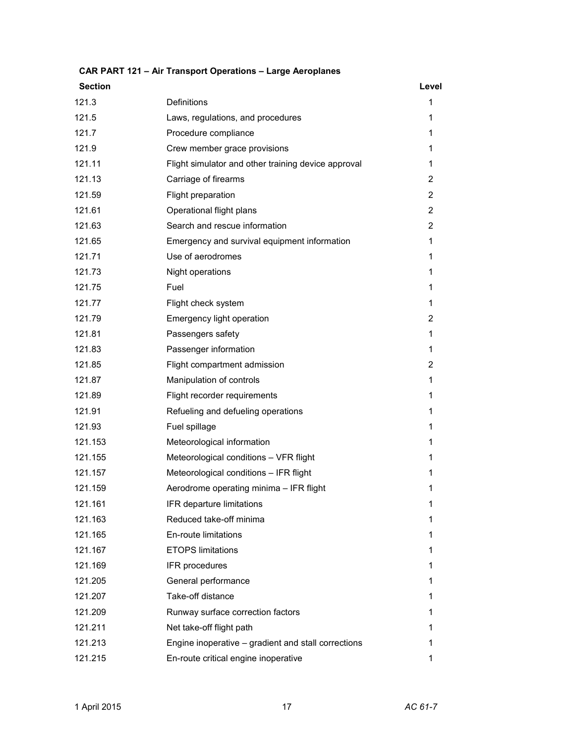**CAR PART 121 – Air Transport Operations – Large Aeroplanes**

| Section | | Level |
|---|---|---|
| 121.3 | Definitions | 1 |
| 121.5 | Laws, regulations, and procedures | 1 |
| 121.7 | Procedure compliance | 1 |
| 121.9 | Crew member grace provisions | 1 |
| 121.11 | Flight simulator and other training device approval | 1 |
| 121.13 | Carriage of firearms | 2 |
| 121.59 | Flight preparation | 2 |
| 121.61 | Operational flight plans | 2 |
| 121.63 | Search and rescue information | 2 |
| 121.65 | Emergency and survival equipment information | 1 |
| 121.71 | Use of aerodromes | 1 |
| 121.73 | Night operations | 1 |
| 121.75 | Fuel | 1 |
| 121.77 | Flight check system | 1 |
| 121.79 | Emergency light operation | 2 |
| 121.81 | Passengers safety | 1 |
| 121.83 | Passenger information | 1 |
| 121.85 | Flight compartment admission | 2 |
| 121.87 | Manipulation of controls | 1 |
| 121.89 | Flight recorder requirements | 1 |
| 121.91 | Refueling and defueling operations | 1 |
| 121.93 | Fuel spillage | 1 |
| 121.153 | Meteorological information | 1 |
| 121.155 | Meteorological conditions – VFR flight | 1 |
| 121.157 | Meteorological conditions – IFR flight | 1 |
| 121.159 | Aerodrome operating minima – IFR flight | 1 |
| 121.161 | IFR departure limitations | 1 |
| 121.163 | Reduced take-off minima | 1 |
| 121.165 | En-route limitations | 1 |
| 121.167 | ETOPS limitations | 1 |
| 121.169 | IFR procedures | 1 |
| 121.205 | General performance | 1 |
| 121.207 | Take-off distance | 1 |
| 121.209 | Runway surface correction factors | 1 |
| 121.211 | Net take-off flight path | 1 |
| 121.213 | Engine inoperative – gradient and stall corrections | 1 |
| 121.215 | En-route critical engine inoperative | 1 |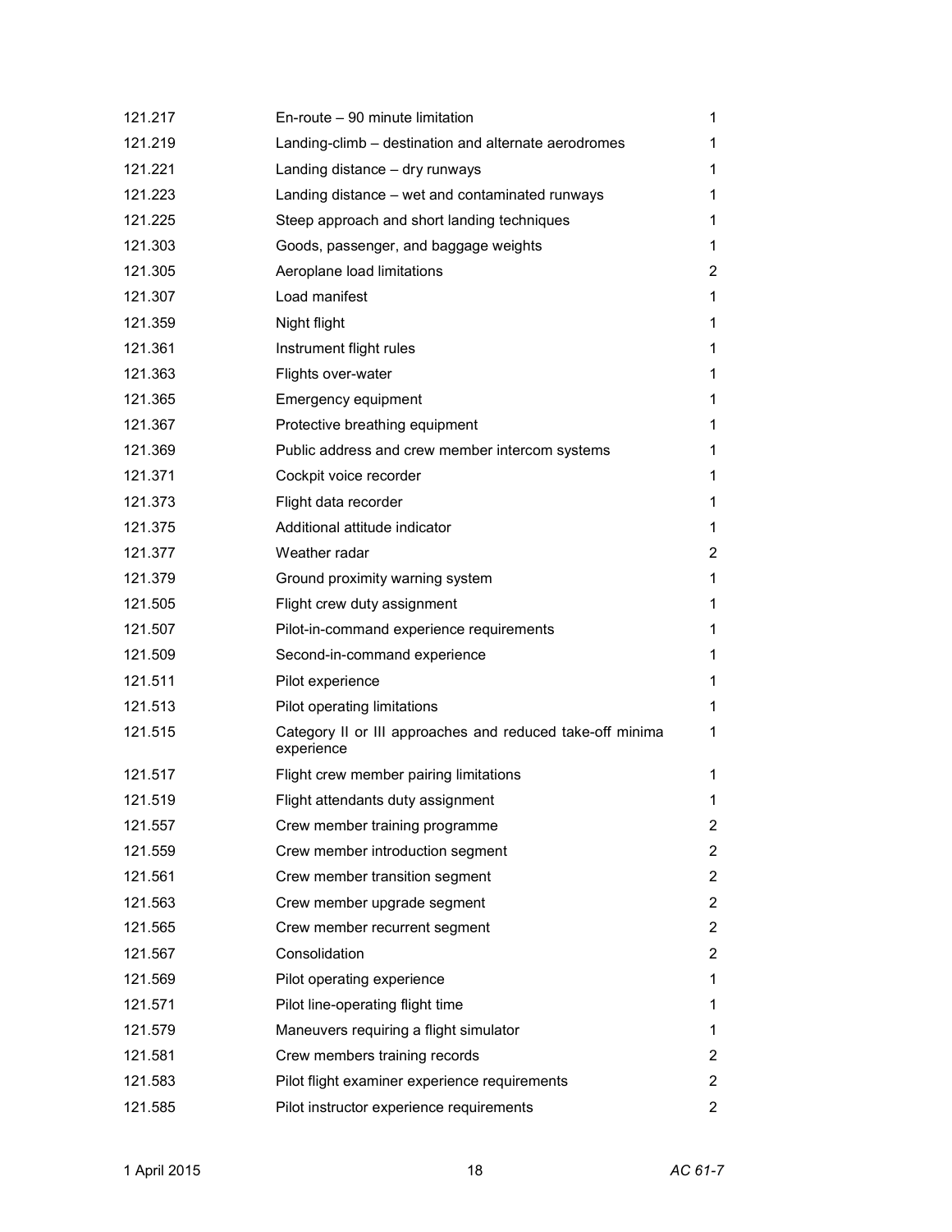| | | |
|---|---|---|
| 121.217 | En-route – 90 minute limitation | 1 |
| 121.219 | Landing-climb – destination and alternate aerodromes | 1 |
| 121.221 | Landing distance – dry runways | 1 |
| 121.223 | Landing distance – wet and contaminated runways | 1 |
| 121.225 | Steep approach and short landing techniques | 1 |
| 121.303 | Goods, passenger, and baggage weights | 1 |
| 121.305 | Aeroplane load limitations | 2 |
| 121.307 | Load manifest | 1 |
| 121.359 | Night flight | 1 |
| 121.361 | Instrument flight rules | 1 |
| 121.363 | Flights over-water | 1 |
| 121.365 | Emergency equipment | 1 |
| 121.367 | Protective breathing equipment | 1 |
| 121.369 | Public address and crew member intercom systems | 1 |
| 121.371 | Cockpit voice recorder | 1 |
| 121.373 | Flight data recorder | 1 |
| 121.375 | Additional attitude indicator | 1 |
| 121.377 | Weather radar | 2 |
| 121.379 | Ground proximity warning system | 1 |
| 121.505 | Flight crew duty assignment | 1 |
| 121.507 | Pilot-in-command experience requirements | 1 |
| 121.509 | Second-in-command experience | 1 |
| 121.511 | Pilot experience | 1 |
| 121.513 | Pilot operating limitations | 1 |
| 121.515 | Category II or III approaches and reduced take-off minima experience | 1 |
| 121.517 | Flight crew member pairing limitations | 1 |
| 121.519 | Flight attendants duty assignment | 1 |
| 121.557 | Crew member training programme | 2 |
| 121.559 | Crew member introduction segment | 2 |
| 121.561 | Crew member transition segment | 2 |
| 121.563 | Crew member upgrade segment | 2 |
| 121.565 | Crew member recurrent segment | 2 |
| 121.567 | Consolidation | 2 |
| 121.569 | Pilot operating experience | 1 |
| 121.571 | Pilot line-operating flight time | 1 |
| 121.579 | Maneuvers requiring a flight simulator | 1 |
| 121.581 | Crew members training records | 2 |
| 121.583 | Pilot flight examiner experience requirements | 2 |
| 121.585 | Pilot instructor experience requirements | 2 |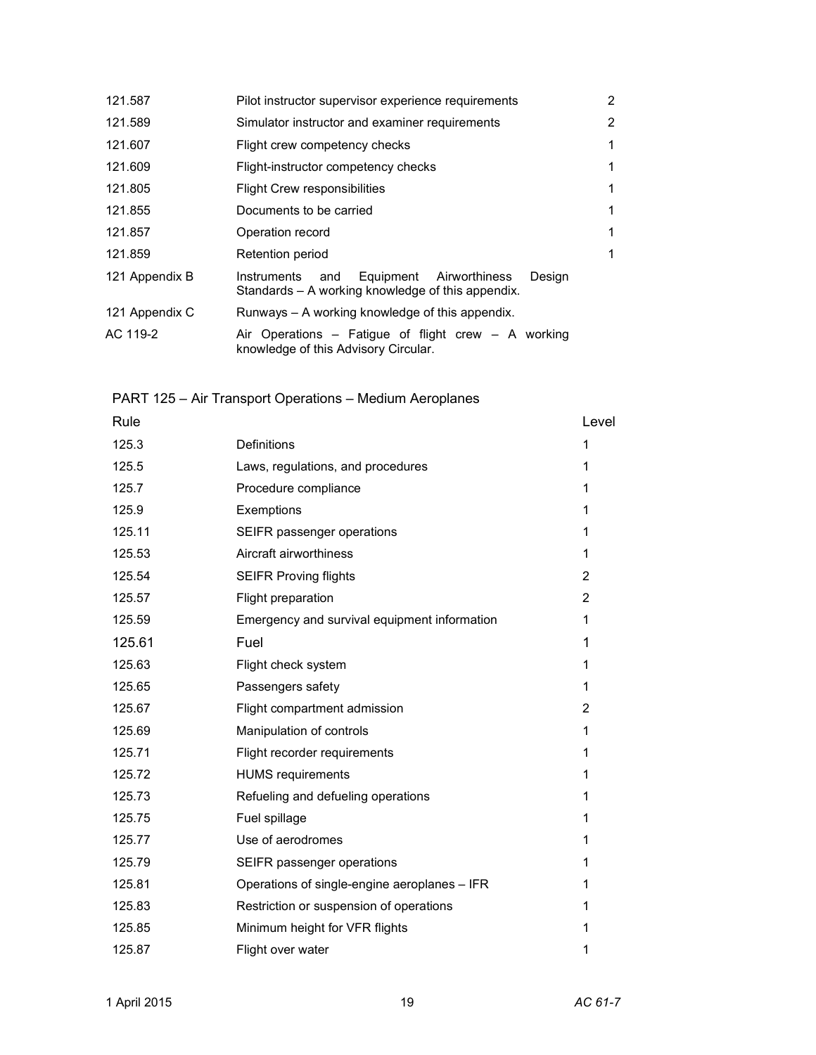| | | |
|---|---|---|
| 121.587 | Pilot instructor supervisor experience requirements | 2 |
| 121.589 | Simulator instructor and examiner requirements | 2 |
| 121.607 | Flight crew competency checks | 1 |
| 121.609 | Flight-instructor competency checks | 1 |
| 121.805 | Flight Crew responsibilities | 1 |
| 121.855 | Documents to be carried | 1 |
| 121.857 | Operation record | 1 |
| 121.859 | Retention period | 1 |
| 121 Appendix B | Instruments and Equipment Airworthiness Design Standards – A working knowledge of this appendix. | |
| 121 Appendix C | Runways – A working knowledge of this appendix. | |
| AC 119-2 | Air Operations – Fatigue of flight crew – A working knowledge of this Advisory Circular. | |

PART 125 – Air Transport Operations – Medium Aeroplanes

| Rule | | Level |
|---|---|---|
| 125.3 | Definitions | 1 |
| 125.5 | Laws, regulations, and procedures | 1 |
| 125.7 | Procedure compliance | 1 |
| 125.9 | Exemptions | 1 |
| 125.11 | SEIFR passenger operations | 1 |
| 125.53 | Aircraft airworthiness | 1 |
| 125.54 | SEIFR Proving flights | 2 |
| 125.57 | Flight preparation | 2 |
| 125.59 | Emergency and survival equipment information | 1 |
| 125.61 | Fuel | 1 |
| 125.63 | Flight check system | 1 |
| 125.65 | Passengers safety | 1 |
| 125.67 | Flight compartment admission | 2 |
| 125.69 | Manipulation of controls | 1 |
| 125.71 | Flight recorder requirements | 1 |
| 125.72 | HUMS requirements | 1 |
| 125.73 | Refueling and defueling operations | 1 |
| 125.75 | Fuel spillage | 1 |
| 125.77 | Use of aerodromes | 1 |
| 125.79 | SEIFR passenger operations | 1 |
| 125.81 | Operations of single-engine aeroplanes – IFR | 1 |
| 125.83 | Restriction or suspension of operations | 1 |
| 125.85 | Minimum height for VFR flights | 1 |
| 125.87 | Flight over water | 1 |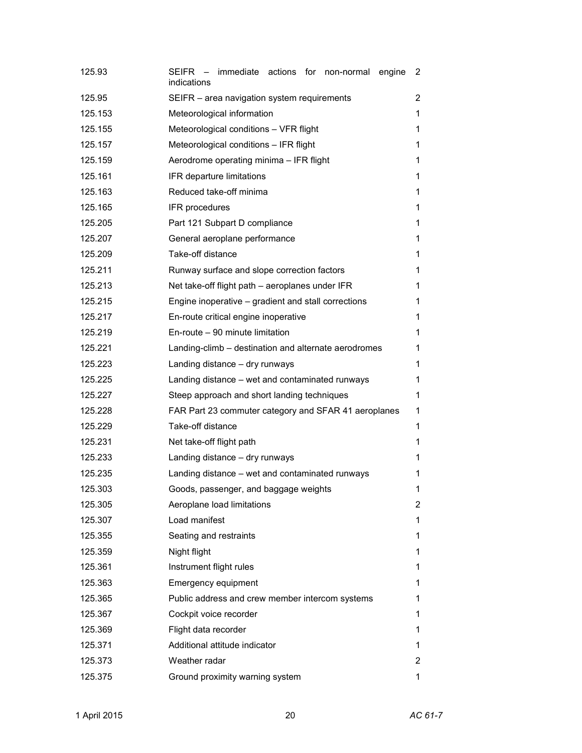| | | |
|---|---|---|
| 125.93 | SEIFR – immediate actions for non-normal engine indications | 2 |
| 125.95 | SEIFR – area navigation system requirements | 2 |
| 125.153 | Meteorological information | 1 |
| 125.155 | Meteorological conditions – VFR flight | 1 |
| 125.157 | Meteorological conditions – IFR flight | 1 |
| 125.159 | Aerodrome operating minima – IFR flight | 1 |
| 125.161 | IFR departure limitations | 1 |
| 125.163 | Reduced take-off minima | 1 |
| 125.165 | IFR procedures | 1 |
| 125.205 | Part 121 Subpart D compliance | 1 |
| 125.207 | General aeroplane performance | 1 |
| 125.209 | Take-off distance | 1 |
| 125.211 | Runway surface and slope correction factors | 1 |
| 125.213 | Net take-off flight path – aeroplanes under IFR | 1 |
| 125.215 | Engine inoperative – gradient and stall corrections | 1 |
| 125.217 | En-route critical engine inoperative | 1 |
| 125.219 | En-route – 90 minute limitation | 1 |
| 125.221 | Landing-climb – destination and alternate aerodromes | 1 |
| 125.223 | Landing distance – dry runways | 1 |
| 125.225 | Landing distance – wet and contaminated runways | 1 |
| 125.227 | Steep approach and short landing techniques | 1 |
| 125.228 | FAR Part 23 commuter category and SFAR 41 aeroplanes | 1 |
| 125.229 | Take-off distance | 1 |
| 125.231 | Net take-off flight path | 1 |
| 125.233 | Landing distance – dry runways | 1 |
| 125.235 | Landing distance – wet and contaminated runways | 1 |
| 125.303 | Goods, passenger, and baggage weights | 1 |
| 125.305 | Aeroplane load limitations | 2 |
| 125.307 | Load manifest | 1 |
| 125.355 | Seating and restraints | 1 |
| 125.359 | Night flight | 1 |
| 125.361 | Instrument flight rules | 1 |
| 125.363 | Emergency equipment | 1 |
| 125.365 | Public address and crew member intercom systems | 1 |
| 125.367 | Cockpit voice recorder | 1 |
| 125.369 | Flight data recorder | 1 |
| 125.371 | Additional attitude indicator | 1 |
| 125.373 | Weather radar | 2 |
| 125.375 | Ground proximity warning system | 1 |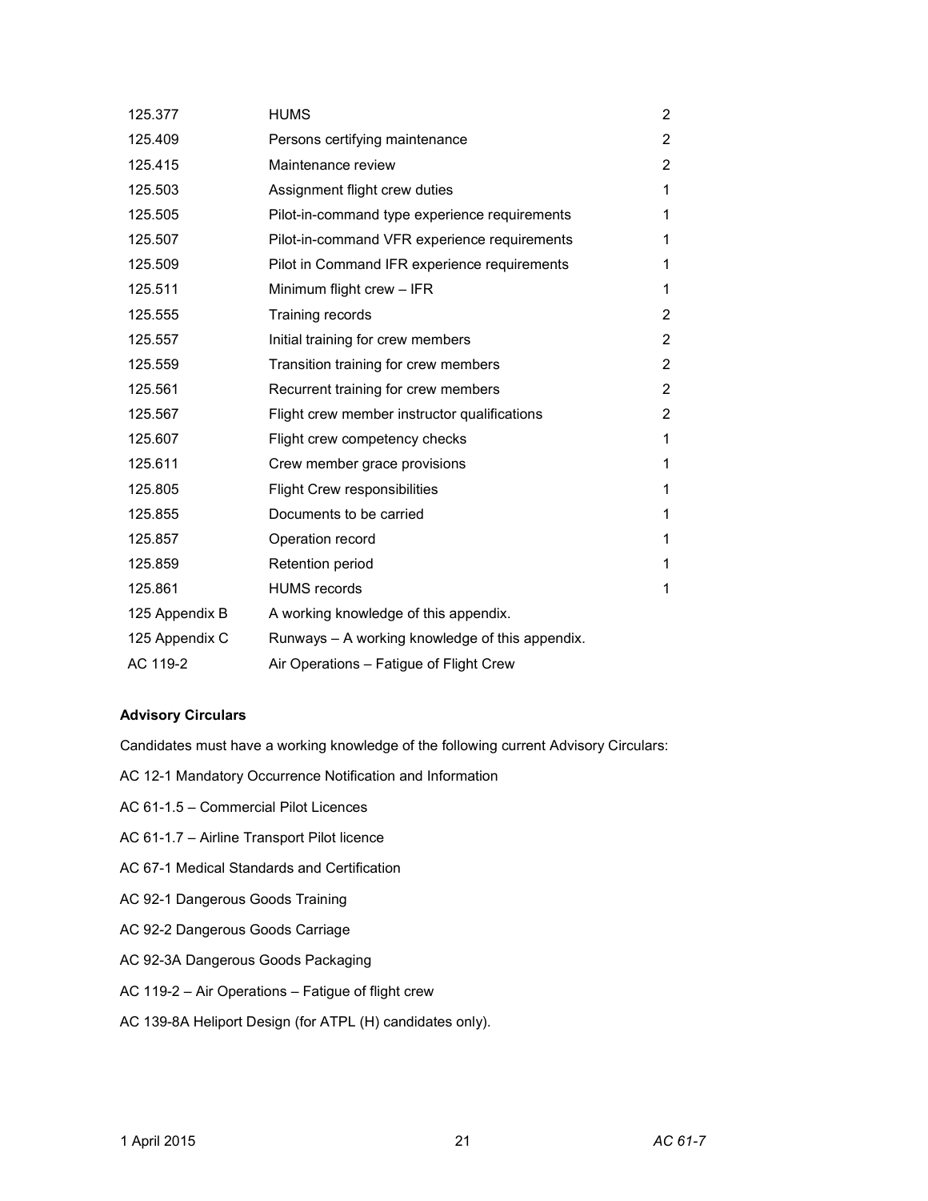| | | |
|---|---|---|
| 125.377 | HUMS | 2 |
| 125.409 | Persons certifying maintenance | 2 |
| 125.415 | Maintenance review | 2 |
| 125.503 | Assignment flight crew duties | 1 |
| 125.505 | Pilot-in-command type experience requirements | 1 |
| 125.507 | Pilot-in-command VFR experience requirements | 1 |
| 125.509 | Pilot in Command IFR experience requirements | 1 |
| 125.511 | Minimum flight crew – IFR | 1 |
| 125.555 | Training records | 2 |
| 125.557 | Initial training for crew members | 2 |
| 125.559 | Transition training for crew members | 2 |
| 125.561 | Recurrent training for crew members | 2 |
| 125.567 | Flight crew member instructor qualifications | 2 |
| 125.607 | Flight crew competency checks | 1 |
| 125.611 | Crew member grace provisions | 1 |
| 125.805 | Flight Crew responsibilities | 1 |
| 125.855 | Documents to be carried | 1 |
| 125.857 | Operation record | 1 |
| 125.859 | Retention period | 1 |
| 125.861 | HUMS records | 1 |
| 125 Appendix B | A working knowledge of this appendix. | |
| 125 Appendix C | Runways – A working knowledge of this appendix. | |
| AC 119-2 | Air Operations – Fatigue of Flight Crew | |

**Advisory Circulars**

Candidates must have a working knowledge of the following current Advisory Circulars:

AC 12-1 Mandatory Occurrence Notification and Information

AC 61-1.5 – Commercial Pilot Licences

AC 61-1.7 – Airline Transport Pilot licence

AC 67-1 Medical Standards and Certification

AC 92-1 Dangerous Goods Training

AC 92-2 Dangerous Goods Carriage

AC 92-3A Dangerous Goods Packaging

AC 119-2 – Air Operations – Fatigue of flight crew

AC 139-8A Heliport Design (for ATPL (H) candidates only).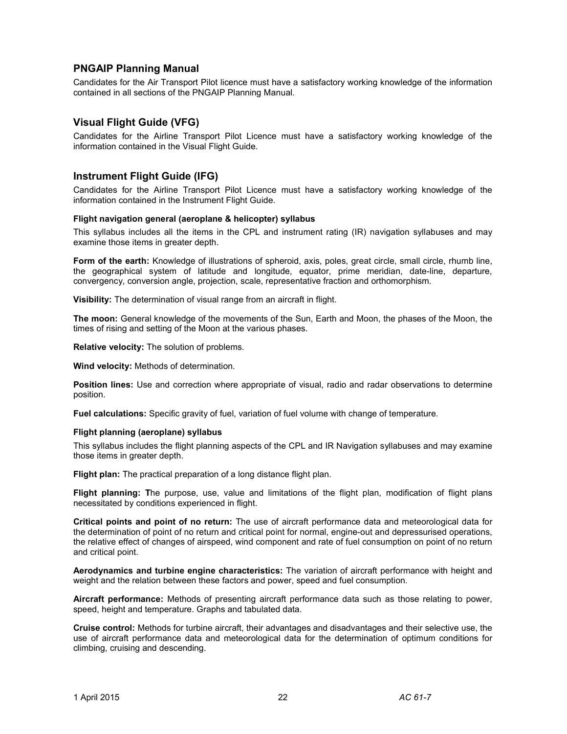## PNGAIP Planning Manual

Candidates for the Air Transport Pilot licence must have a satisfactory working knowledge of the information contained in all sections of the PNGAIP Planning Manual.

## Visual Flight Guide (VFG)

Candidates for the Airline Transport Pilot Licence must have a satisfactory working knowledge of the information contained in the Visual Flight Guide.

## Instrument Flight Guide (IFG)

Candidates for the Airline Transport Pilot Licence must have a satisfactory working knowledge of the information contained in the Instrument Flight Guide.

#### Flight navigation general (aeroplane & helicopter) syllabus

This syllabus includes all the items in the CPL and instrument rating (IR) navigation syllabuses and may examine those items in greater depth.

**Form of the earth:** Knowledge of illustrations of spheroid, axis, poles, great circle, small circle, rhumb line, the geographical system of latitude and longitude, equator, prime meridian, date-line, departure, convergency, conversion angle, projection, scale, representative fraction and orthomorphism.

**Visibility:** The determination of visual range from an aircraft in flight.

**The moon:** General knowledge of the movements of the Sun, Earth and Moon, the phases of the Moon, the times of rising and setting of the Moon at the various phases.

**Relative velocity:** The solution of problems.

**Wind velocity:** Methods of determination.

**Position lines:** Use and correction where appropriate of visual, radio and radar observations to determine position.

**Fuel calculations:** Specific gravity of fuel, variation of fuel volume with change of temperature.

#### Flight planning (aeroplane) syllabus

This syllabus includes the flight planning aspects of the CPL and IR Navigation syllabuses and may examine those items in greater depth.

**Flight plan:** The practical preparation of a long distance flight plan.

**Flight planning: T**he purpose, use, value and limitations of the flight plan, modification of flight plans necessitated by conditions experienced in flight.

**Critical points and point of no return:** The use of aircraft performance data and meteorological data for the determination of point of no return and critical point for normal, engine-out and depressurised operations, the relative effect of changes of airspeed, wind component and rate of fuel consumption on point of no return and critical point.

**Aerodynamics and turbine engine characteristics:** The variation of aircraft performance with height and weight and the relation between these factors and power, speed and fuel consumption.

**Aircraft performance:** Methods of presenting aircraft performance data such as those relating to power, speed, height and temperature. Graphs and tabulated data.

**Cruise control:** Methods for turbine aircraft, their advantages and disadvantages and their selective use, the use of aircraft performance data and meteorological data for the determination of optimum conditions for climbing, cruising and descending.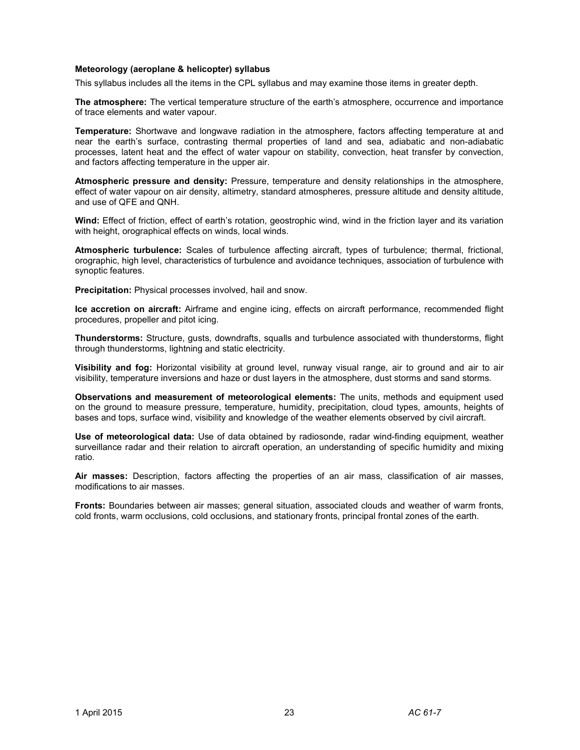**Meteorology (aeroplane & helicopter) syllabus**

This syllabus includes all the items in the CPL syllabus and may examine those items in greater depth.

**The atmosphere:** The vertical temperature structure of the earth's atmosphere, occurrence and importance of trace elements and water vapour.

**Temperature:** Shortwave and longwave radiation in the atmosphere, factors affecting temperature at and near the earth's surface, contrasting thermal properties of land and sea, adiabatic and non-adiabatic processes, latent heat and the effect of water vapour on stability, convection, heat transfer by convection, and factors affecting temperature in the upper air.

**Atmospheric pressure and density:** Pressure, temperature and density relationships in the atmosphere, effect of water vapour on air density, altimetry, standard atmospheres, pressure altitude and density altitude, and use of QFE and QNH.

**Wind:** Effect of friction, effect of earth's rotation, geostrophic wind, wind in the friction layer and its variation with height, orographical effects on winds, local winds.

**Atmospheric turbulence:** Scales of turbulence affecting aircraft, types of turbulence; thermal, frictional, orographic, high level, characteristics of turbulence and avoidance techniques, association of turbulence with synoptic features.

**Precipitation:** Physical processes involved, hail and snow.

**Ice accretion on aircraft:** Airframe and engine icing, effects on aircraft performance, recommended flight procedures, propeller and pitot icing.

**Thunderstorms:** Structure, gusts, downdrafts, squalls and turbulence associated with thunderstorms, flight through thunderstorms, lightning and static electricity.

**Visibility and fog:** Horizontal visibility at ground level, runway visual range, air to ground and air to air visibility, temperature inversions and haze or dust layers in the atmosphere, dust storms and sand storms.

**Observations and measurement of meteorological elements:** The units, methods and equipment used on the ground to measure pressure, temperature, humidity, precipitation, cloud types, amounts, heights of bases and tops, surface wind, visibility and knowledge of the weather elements observed by civil aircraft.

**Use of meteorological data:** Use of data obtained by radiosonde, radar wind-finding equipment, weather surveillance radar and their relation to aircraft operation, an understanding of specific humidity and mixing ratio.

**Air masses:** Description, factors affecting the properties of an air mass, classification of air masses, modifications to air masses.

**Fronts:** Boundaries between air masses; general situation, associated clouds and weather of warm fronts, cold fronts, warm occlusions, cold occlusions, and stationary fronts, principal frontal zones of the earth.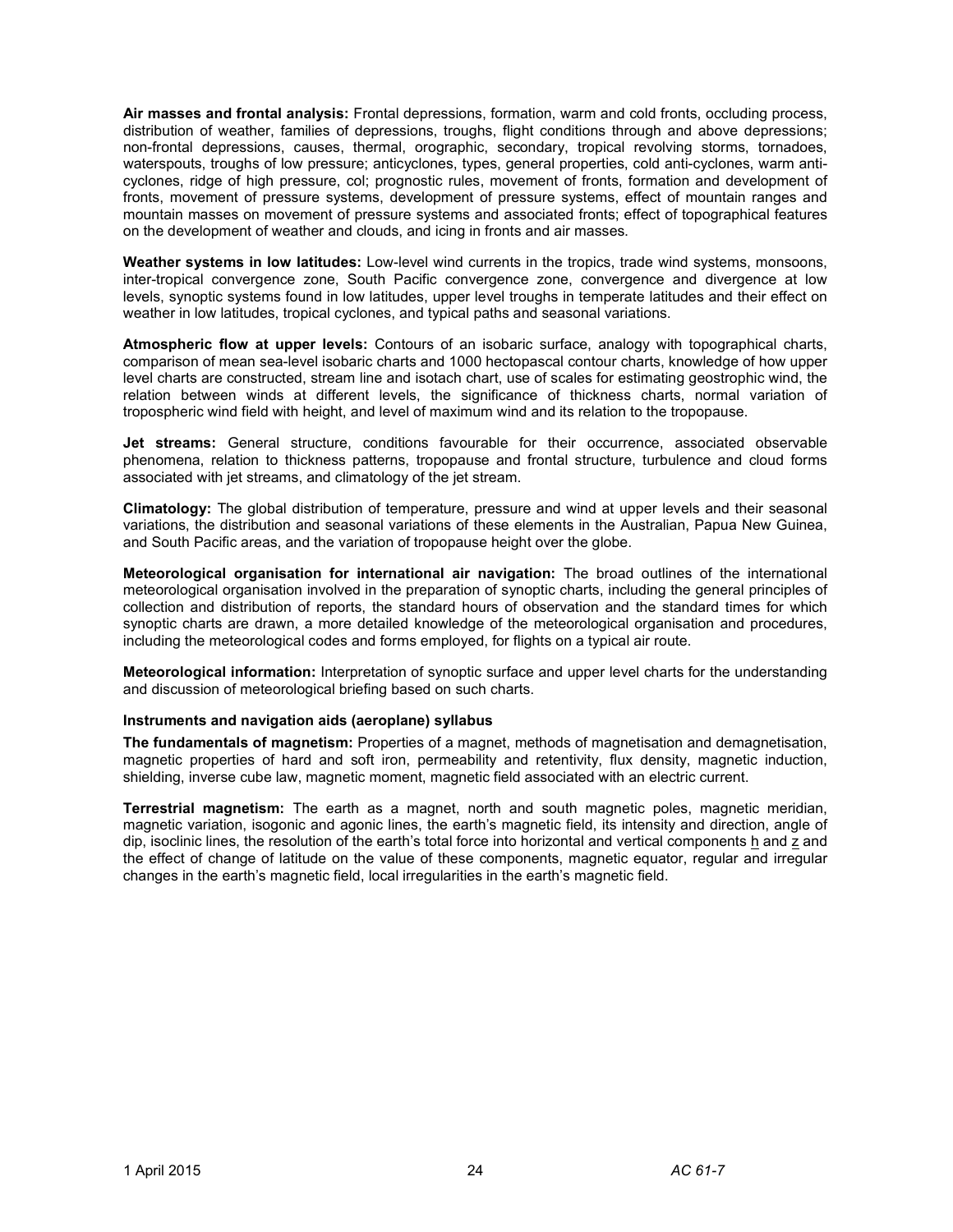**Air masses and frontal analysis:** Frontal depressions, formation, warm and cold fronts, occluding process, distribution of weather, families of depressions, troughs, flight conditions through and above depressions; non-frontal depressions, causes, thermal, orographic, secondary, tropical revolving storms, tornadoes, waterspouts, troughs of low pressure; anticyclones, types, general properties, cold anti-cyclones, warm anti-cyclones, ridge of high pressure, col; prognostic rules, movement of fronts, formation and development of fronts, movement of pressure systems, development of pressure systems, effect of mountain ranges and mountain masses on movement of pressure systems and associated fronts; effect of topographical features on the development of weather and clouds, and icing in fronts and air masses.

**Weather systems in low latitudes:** Low-level wind currents in the tropics, trade wind systems, monsoons, inter-tropical convergence zone, South Pacific convergence zone, convergence and divergence at low levels, synoptic systems found in low latitudes, upper level troughs in temperate latitudes and their effect on weather in low latitudes, tropical cyclones, and typical paths and seasonal variations.

**Atmospheric flow at upper levels:** Contours of an isobaric surface, analogy with topographical charts, comparison of mean sea-level isobaric charts and 1000 hectopascal contour charts, knowledge of how upper level charts are constructed, stream line and isotach chart, use of scales for estimating geostrophic wind, the relation between winds at different levels, the significance of thickness charts, normal variation of tropospheric wind field with height, and level of maximum wind and its relation to the tropopause.

**Jet streams:** General structure, conditions favourable for their occurrence, associated observable phenomena, relation to thickness patterns, tropopause and frontal structure, turbulence and cloud forms associated with jet streams, and climatology of the jet stream.

**Climatology:** The global distribution of temperature, pressure and wind at upper levels and their seasonal variations, the distribution and seasonal variations of these elements in the Australian, Papua New Guinea, and South Pacific areas, and the variation of tropopause height over the globe.

**Meteorological organisation for international air navigation:** The broad outlines of the international meteorological organisation involved in the preparation of synoptic charts, including the general principles of collection and distribution of reports, the standard hours of observation and the standard times for which synoptic charts are drawn, a more detailed knowledge of the meteorological organisation and procedures, including the meteorological codes and forms employed, for flights on a typical air route.

**Meteorological information:** Interpretation of synoptic surface and upper level charts for the understanding and discussion of meteorological briefing based on such charts.

#### Instruments and navigation aids (aeroplane) syllabus

**The fundamentals of magnetism:** Properties of a magnet, methods of magnetisation and demagnetisation, magnetic properties of hard and soft iron, permeability and retentivity, flux density, magnetic induction, shielding, inverse cube law, magnetic moment, magnetic field associated with an electric current.

**Terrestrial magnetism:** The earth as a magnet, north and south magnetic poles, magnetic meridian, magnetic variation, isogonic and agonic lines, the earth's magnetic field, its intensity and direction, angle of dip, isoclinic lines, the resolution of the earth's total force into horizontal and vertical components $\underline{h}$ and $\underline{z}$ and the effect of change of latitude on the value of these components, magnetic equator, regular and irregular changes in the earth's magnetic field, local irregularities in the earth's magnetic field.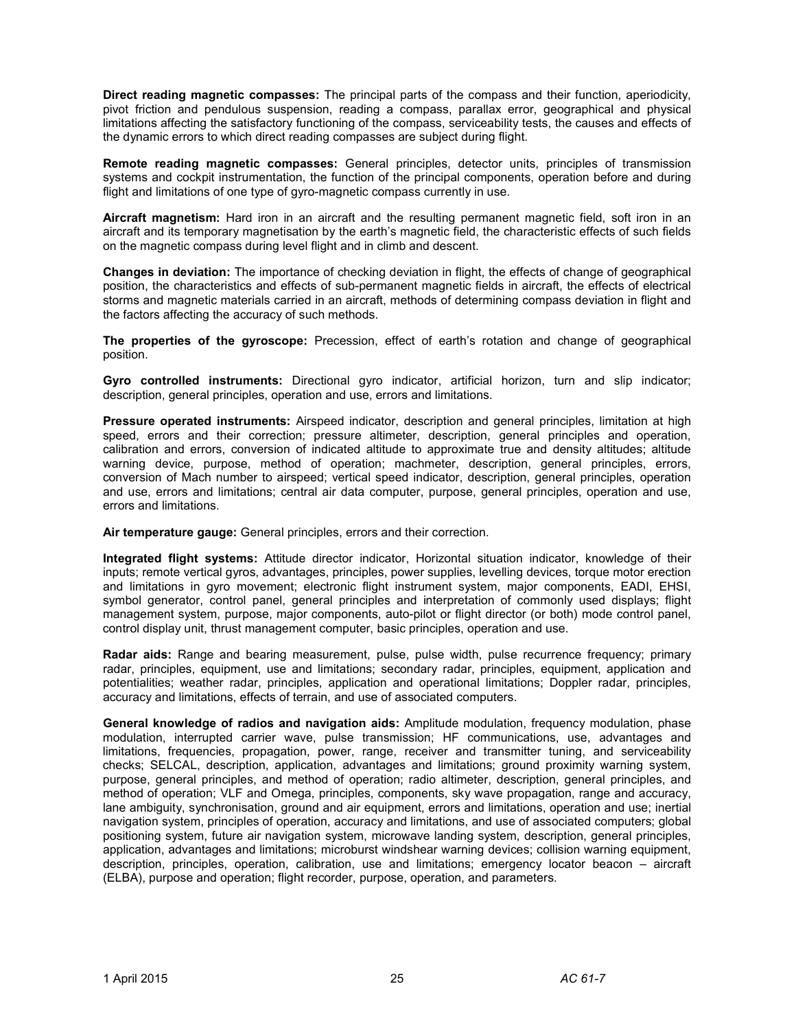**Direct reading magnetic compasses:** The principal parts of the compass and their function, aperiodicity, pivot friction and pendulous suspension, reading a compass, parallax error, geographical and physical limitations affecting the satisfactory functioning of the compass, serviceability tests, the causes and effects of the dynamic errors to which direct reading compasses are subject during flight.

**Remote reading magnetic compasses:** General principles, detector units, principles of transmission systems and cockpit instrumentation, the function of the principal components, operation before and during flight and limitations of one type of gyro-magnetic compass currently in use.

**Aircraft magnetism:** Hard iron in an aircraft and the resulting permanent magnetic field, soft iron in an aircraft and its temporary magnetisation by the earth's magnetic field, the characteristic effects of such fields on the magnetic compass during level flight and in climb and descent.

**Changes in deviation:** The importance of checking deviation in flight, the effects of change of geographical position, the characteristics and effects of sub-permanent magnetic fields in aircraft, the effects of electrical storms and magnetic materials carried in an aircraft, methods of determining compass deviation in flight and the factors affecting the accuracy of such methods.

**The properties of the gyroscope:** Precession, effect of earth's rotation and change of geographical position.

**Gyro controlled instruments:** Directional gyro indicator, artificial horizon, turn and slip indicator; description, general principles, operation and use, errors and limitations.

**Pressure operated instruments:** Airspeed indicator, description and general principles, limitation at high speed, errors and their correction; pressure altimeter, description, general principles and operation, calibration and errors, conversion of indicated altitude to approximate true and density altitudes; altitude warning device, purpose, method of operation; machmeter, description, general principles, errors, conversion of Mach number to airspeed; vertical speed indicator, description, general principles, operation and use, errors and limitations; central air data computer, purpose, general principles, operation and use, errors and limitations.

**Air temperature gauge:** General principles, errors and their correction.

**Integrated flight systems:** Attitude director indicator, Horizontal situation indicator, knowledge of their inputs; remote vertical gyros, advantages, principles, power supplies, levelling devices, torque motor erection and limitations in gyro movement; electronic flight instrument system, major components, EADI, EHSI, symbol generator, control panel, general principles and interpretation of commonly used displays; flight management system, purpose, major components, auto-pilot or flight director (or both) mode control panel, control display unit, thrust management computer, basic principles, operation and use.

**Radar aids:** Range and bearing measurement, pulse, pulse width, pulse recurrence frequency; primary radar, principles, equipment, use and limitations; secondary radar, principles, equipment, application and potentialities; weather radar, principles, application and operational limitations; Doppler radar, principles, accuracy and limitations, effects of terrain, and use of associated computers.

**General knowledge of radios and navigation aids:** Amplitude modulation, frequency modulation, phase modulation, interrupted carrier wave, pulse transmission; HF communications, use, advantages and limitations, frequencies, propagation, power, range, receiver and transmitter tuning, and serviceability checks; SELCAL, description, application, advantages and limitations; ground proximity warning system, purpose, general principles, and method of operation; radio altimeter, description, general principles, and method of operation; VLF and Omega, principles, components, sky wave propagation, range and accuracy, lane ambiguity, synchronisation, ground and air equipment, errors and limitations, operation and use; inertial navigation system, principles of operation, accuracy and limitations, and use of associated computers; global positioning system, future air navigation system, microwave landing system, description, general principles, application, advantages and limitations; microburst windshear warning devices; collision warning equipment, description, principles, operation, calibration, use and limitations; emergency locator beacon – aircraft (ELBA), purpose and operation; flight recorder, purpose, operation, and parameters.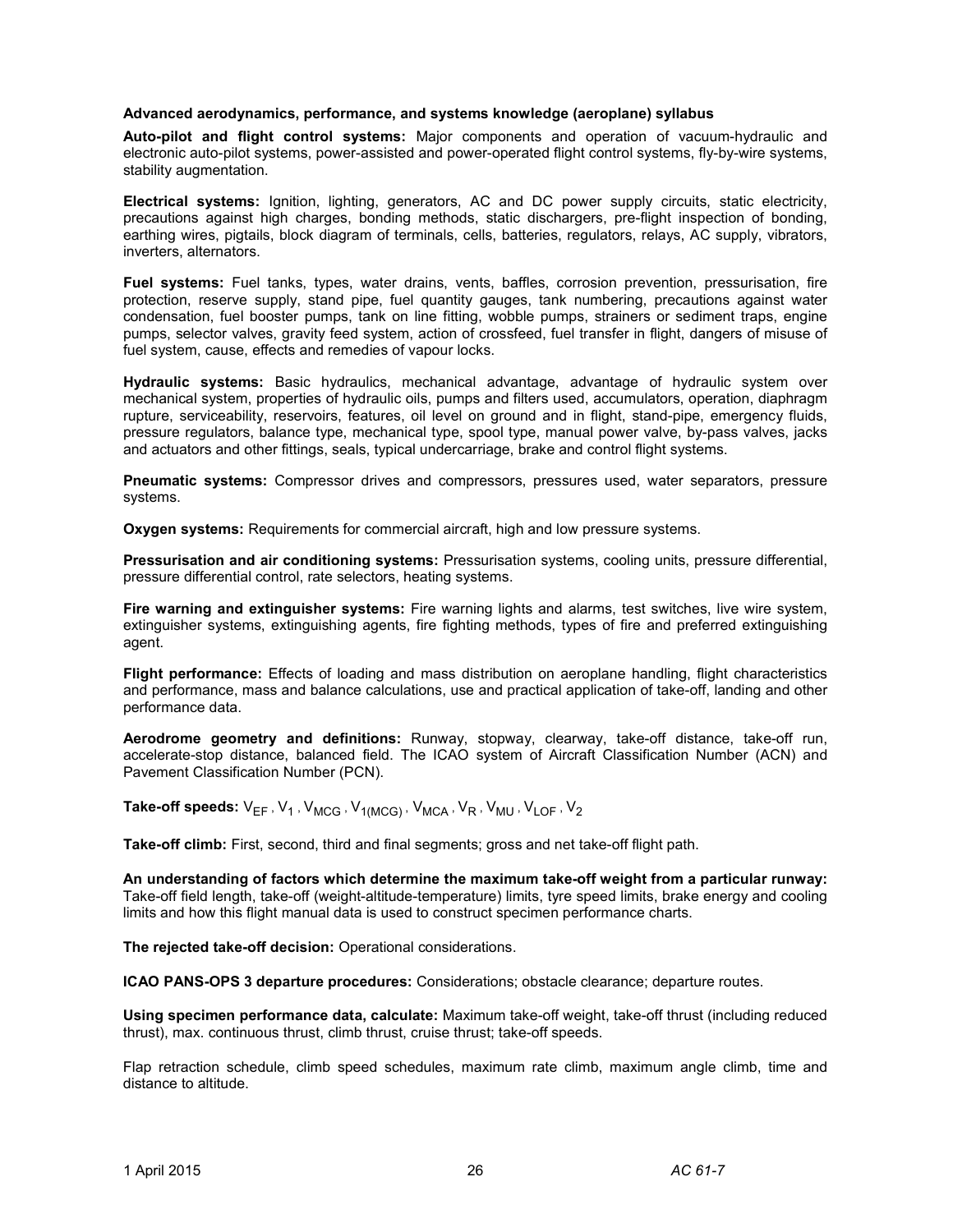**Advanced aerodynamics, performance, and systems knowledge (aeroplane) syllabus**

**Auto-pilot and flight control systems:** Major components and operation of vacuum-hydraulic and electronic auto-pilot systems, power-assisted and power-operated flight control systems, fly-by-wire systems, stability augmentation.

**Electrical systems:** Ignition, lighting, generators, AC and DC power supply circuits, static electricity, precautions against high charges, bonding methods, static dischargers, pre-flight inspection of bonding, earthing wires, pigtails, block diagram of terminals, cells, batteries, regulators, relays, AC supply, vibrators, inverters, alternators.

**Fuel systems:** Fuel tanks, types, water drains, vents, baffles, corrosion prevention, pressurisation, fire protection, reserve supply, stand pipe, fuel quantity gauges, tank numbering, precautions against water condensation, fuel booster pumps, tank on line fitting, wobble pumps, strainers or sediment traps, engine pumps, selector valves, gravity feed system, action of crossfeed, fuel transfer in flight, dangers of misuse of fuel system, cause, effects and remedies of vapour locks.

**Hydraulic systems:** Basic hydraulics, mechanical advantage, advantage of hydraulic system over mechanical system, properties of hydraulic oils, pumps and filters used, accumulators, operation, diaphragm rupture, serviceability, reservoirs, features, oil level on ground and in flight, stand-pipe, emergency fluids, pressure regulators, balance type, mechanical type, spool type, manual power valve, by-pass valves, jacks and actuators and other fittings, seals, typical undercarriage, brake and control flight systems.

**Pneumatic systems:** Compressor drives and compressors, pressures used, water separators, pressure systems.

**Oxygen systems:** Requirements for commercial aircraft, high and low pressure systems.

**Pressurisation and air conditioning systems:** Pressurisation systems, cooling units, pressure differential, pressure differential control, rate selectors, heating systems.

**Fire warning and extinguisher systems:** Fire warning lights and alarms, test switches, live wire system, extinguisher systems, extinguishing agents, fire fighting methods, types of fire and preferred extinguishing agent.

**Flight performance:** Effects of loading and mass distribution on aeroplane handling, flight characteristics and performance, mass and balance calculations, use and practical application of take-off, landing and other performance data.

**Aerodrome geometry and definitions:** Runway, stopway, clearway, take-off distance, take-off run, accelerate-stop distance, balanced field. The ICAO system of Aircraft Classification Number (ACN) and Pavement Classification Number (PCN).

**Take-off speeds:** $V_{EF}$ , $V_1$ , $V_{MCG}$ , $V_{1(MCG)}$ , $V_{MCA}$ , $V_R$ , $V_{MU}$ , $V_{LOF}$ , $V_2$

**Take-off climb:** First, second, third and final segments; gross and net take-off flight path.

**An understanding of factors which determine the maximum take-off weight from a particular runway:** Take-off field length, take-off (weight-altitude-temperature) limits, tyre speed limits, brake energy and cooling limits and how this flight manual data is used to construct specimen performance charts.

**The rejected take-off decision:** Operational considerations.

**ICAO PANS-OPS 3 departure procedures:** Considerations; obstacle clearance; departure routes.

**Using specimen performance data, calculate:** Maximum take-off weight, take-off thrust (including reduced thrust), max. continuous thrust, climb thrust, cruise thrust; take-off speeds.

Flap retraction schedule, climb speed schedules, maximum rate climb, maximum angle climb, time and distance to altitude.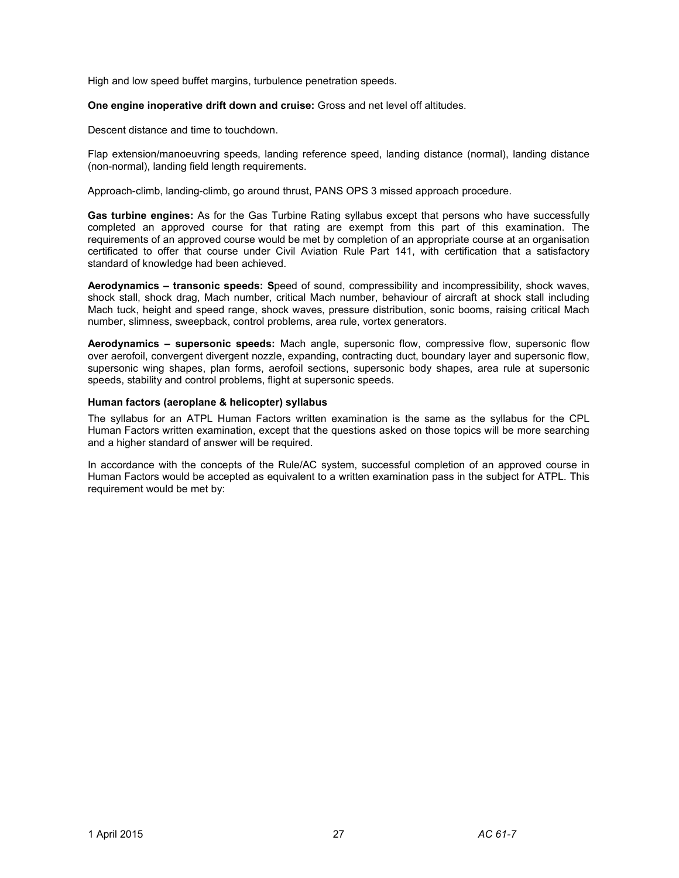High and low speed buffet margins, turbulence penetration speeds.

**One engine inoperative drift down and cruise:** Gross and net level off altitudes.

Descent distance and time to touchdown.

Flap extension/manoeuvring speeds, landing reference speed, landing distance (normal), landing distance (non-normal), landing field length requirements.

Approach-climb, landing-climb, go around thrust, PANS OPS 3 missed approach procedure.

**Gas turbine engines:** As for the Gas Turbine Rating syllabus except that persons who have successfully completed an approved course for that rating are exempt from this part of this examination. The requirements of an approved course would be met by completion of an appropriate course at an organisation certificated to offer that course under Civil Aviation Rule Part 141, with certification that a satisfactory standard of knowledge had been achieved.

**Aerodynamics – transonic speeds: S**peed of sound, compressibility and incompressibility, shock waves, shock stall, shock drag, Mach number, critical Mach number, behaviour of aircraft at shock stall including Mach tuck, height and speed range, shock waves, pressure distribution, sonic booms, raising critical Mach number, slimness, sweepback, control problems, area rule, vortex generators.

**Aerodynamics – supersonic speeds:** Mach angle, supersonic flow, compressive flow, supersonic flow over aerofoil, convergent divergent nozzle, expanding, contracting duct, boundary layer and supersonic flow, supersonic wing shapes, plan forms, aerofoil sections, supersonic body shapes, area rule at supersonic speeds, stability and control problems, flight at supersonic speeds.

**Human factors (aeroplane & helicopter) syllabus**

The syllabus for an ATPL Human Factors written examination is the same as the syllabus for the CPL Human Factors written examination, except that the questions asked on those topics will be more searching and a higher standard of answer will be required.

In accordance with the concepts of the Rule/AC system, successful completion of an approved course in Human Factors would be accepted as equivalent to a written examination pass in the subject for ATPL. This requirement would be met by: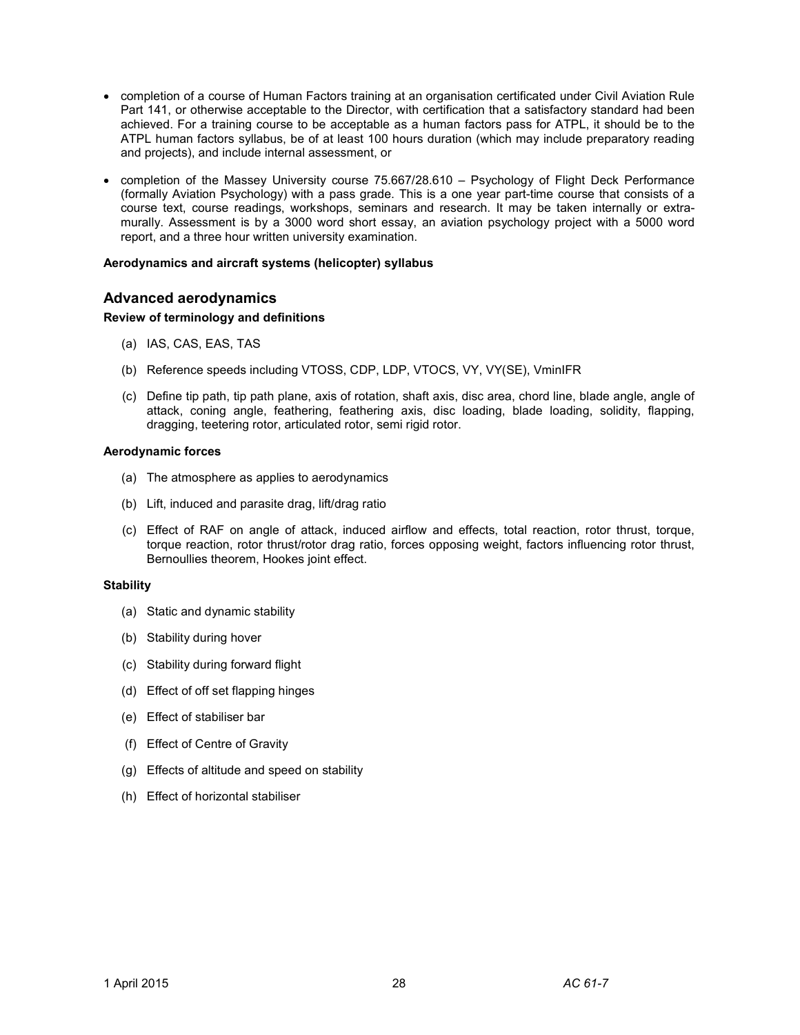- completion of a course of Human Factors training at an organisation certificated under Civil Aviation Rule Part 141, or otherwise acceptable to the Director, with certification that a satisfactory standard had been achieved. For a training course to be acceptable as a human factors pass for ATPL, it should be to the ATPL human factors syllabus, be of at least 100 hours duration (which may include preparatory reading and projects), and include internal assessment, or

- completion of the Massey University course 75.667/28.610 – Psychology of Flight Deck Performance (formally Aviation Psychology) with a pass grade. This is a one year part-time course that consists of a course text, course readings, workshops, seminars and research. It may be taken internally or extra-murally. Assessment is by a 3000 word short essay, an aviation psychology project with a 5000 word report, and a three hour written university examination.

**Aerodynamics and aircraft systems (helicopter) syllabus**

## Advanced aerodynamics

**Review of terminology and definitions**

(a) IAS, CAS, EAS, TAS

(b) Reference speeds including VTOSS, CDP, LDP, VTOCS, VY, VY(SE), VminIFR

(c) Define tip path, tip path plane, axis of rotation, shaft axis, disc area, chord line, blade angle, angle of attack, coning angle, feathering, feathering axis, disc loading, blade loading, solidity, flapping, dragging, teetering rotor, articulated rotor, semi rigid rotor.

**Aerodynamic forces**

(a) The atmosphere as applies to aerodynamics

(b) Lift, induced and parasite drag, lift/drag ratio

(c) Effect of RAF on angle of attack, induced airflow and effects, total reaction, rotor thrust, torque, torque reaction, rotor thrust/rotor drag ratio, forces opposing weight, factors influencing rotor thrust, Bernoullies theorem, Hookes joint effect.

**Stability**

(a) Static and dynamic stability

(b) Stability during hover

(c) Stability during forward flight

(d) Effect of off set flapping hinges

(e) Effect of stabiliser bar

(f) Effect of Centre of Gravity

(g) Effects of altitude and speed on stability

(h) Effect of horizontal stabiliser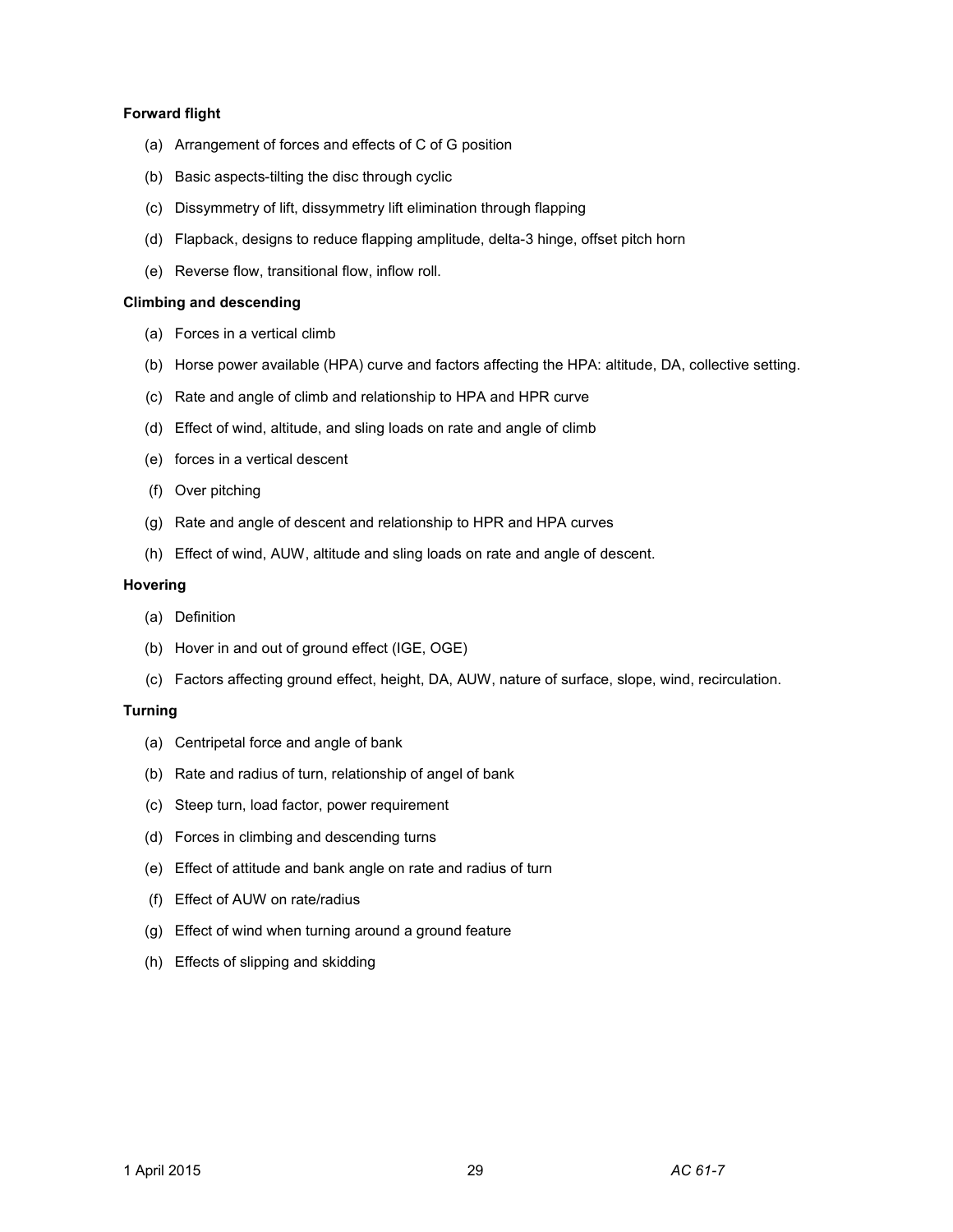**Forward flight**

(a) Arrangement of forces and effects of C of G position

(b) Basic aspects-tilting the disc through cyclic

(c) Dissymmetry of lift, dissymmetry lift elimination through flapping

(d) Flapback, designs to reduce flapping amplitude, delta-3 hinge, offset pitch horn

(e) Reverse flow, transitional flow, inflow roll.

**Climbing and descending**

(a) Forces in a vertical climb

(b) Horse power available (HPA) curve and factors affecting the HPA: altitude, DA, collective setting.

(c) Rate and angle of climb and relationship to HPA and HPR curve

(d) Effect of wind, altitude, and sling loads on rate and angle of climb

(e) forces in a vertical descent

(f) Over pitching

(g) Rate and angle of descent and relationship to HPR and HPA curves

(h) Effect of wind, AUW, altitude and sling loads on rate and angle of descent.

**Hovering**

(a) Definition

(b) Hover in and out of ground effect (IGE, OGE)

(c) Factors affecting ground effect, height, DA, AUW, nature of surface, slope, wind, recirculation.

**Turning**

(a) Centripetal force and angle of bank

(b) Rate and radius of turn, relationship of angel of bank

(c) Steep turn, load factor, power requirement

(d) Forces in climbing and descending turns

(e) Effect of attitude and bank angle on rate and radius of turn

(f) Effect of AUW on rate/radius

(g) Effect of wind when turning around a ground feature

(h) Effects of slipping and skidding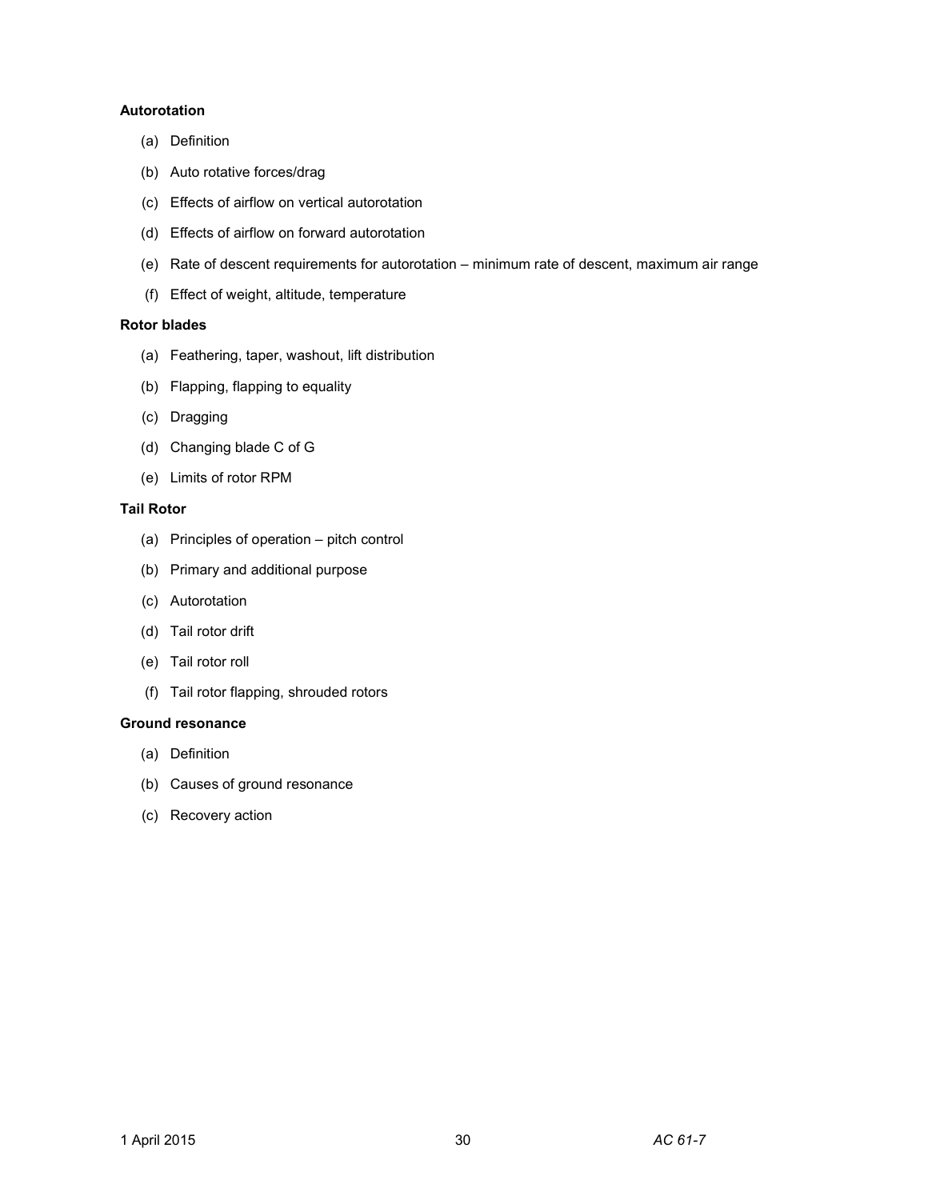**Autorotation**

(a) Definition

(b) Auto rotative forces/drag

(c) Effects of airflow on vertical autorotation

(d) Effects of airflow on forward autorotation

(e) Rate of descent requirements for autorotation – minimum rate of descent, maximum air range

(f) Effect of weight, altitude, temperature

**Rotor blades**

(a) Feathering, taper, washout, lift distribution

(b) Flapping, flapping to equality

(c) Dragging

(d) Changing blade C of G

(e) Limits of rotor RPM

**Tail Rotor**

(a) Principles of operation – pitch control

(b) Primary and additional purpose

(c) Autorotation

(d) Tail rotor drift

(e) Tail rotor roll

(f) Tail rotor flapping, shrouded rotors

**Ground resonance**

(a) Definition

(b) Causes of ground resonance

(c) Recovery action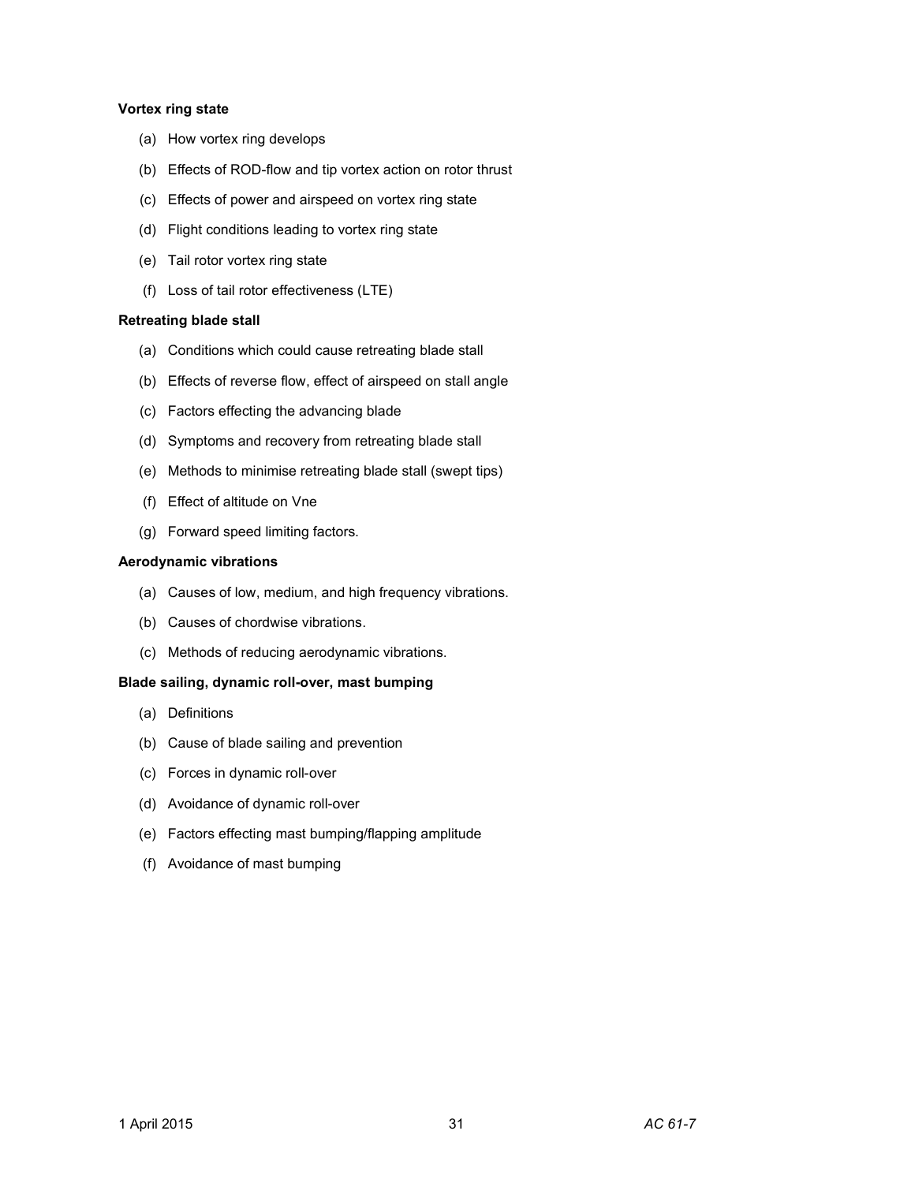**Vortex ring state**

(a) How vortex ring develops

(b) Effects of ROD-flow and tip vortex action on rotor thrust

(c) Effects of power and airspeed on vortex ring state

(d) Flight conditions leading to vortex ring state

(e) Tail rotor vortex ring state

(f) Loss of tail rotor effectiveness (LTE)

**Retreating blade stall**

(a) Conditions which could cause retreating blade stall

(b) Effects of reverse flow, effect of airspeed on stall angle

(c) Factors effecting the advancing blade

(d) Symptoms and recovery from retreating blade stall

(e) Methods to minimise retreating blade stall (swept tips)

(f) Effect of altitude on Vne

(g) Forward speed limiting factors.

**Aerodynamic vibrations**

(a) Causes of low, medium, and high frequency vibrations.

(b) Causes of chordwise vibrations.

(c) Methods of reducing aerodynamic vibrations.

**Blade sailing, dynamic roll-over, mast bumping**

(a) Definitions

(b) Cause of blade sailing and prevention

(c) Forces in dynamic roll-over

(d) Avoidance of dynamic roll-over

(e) Factors effecting mast bumping/flapping amplitude

(f) Avoidance of mast bumping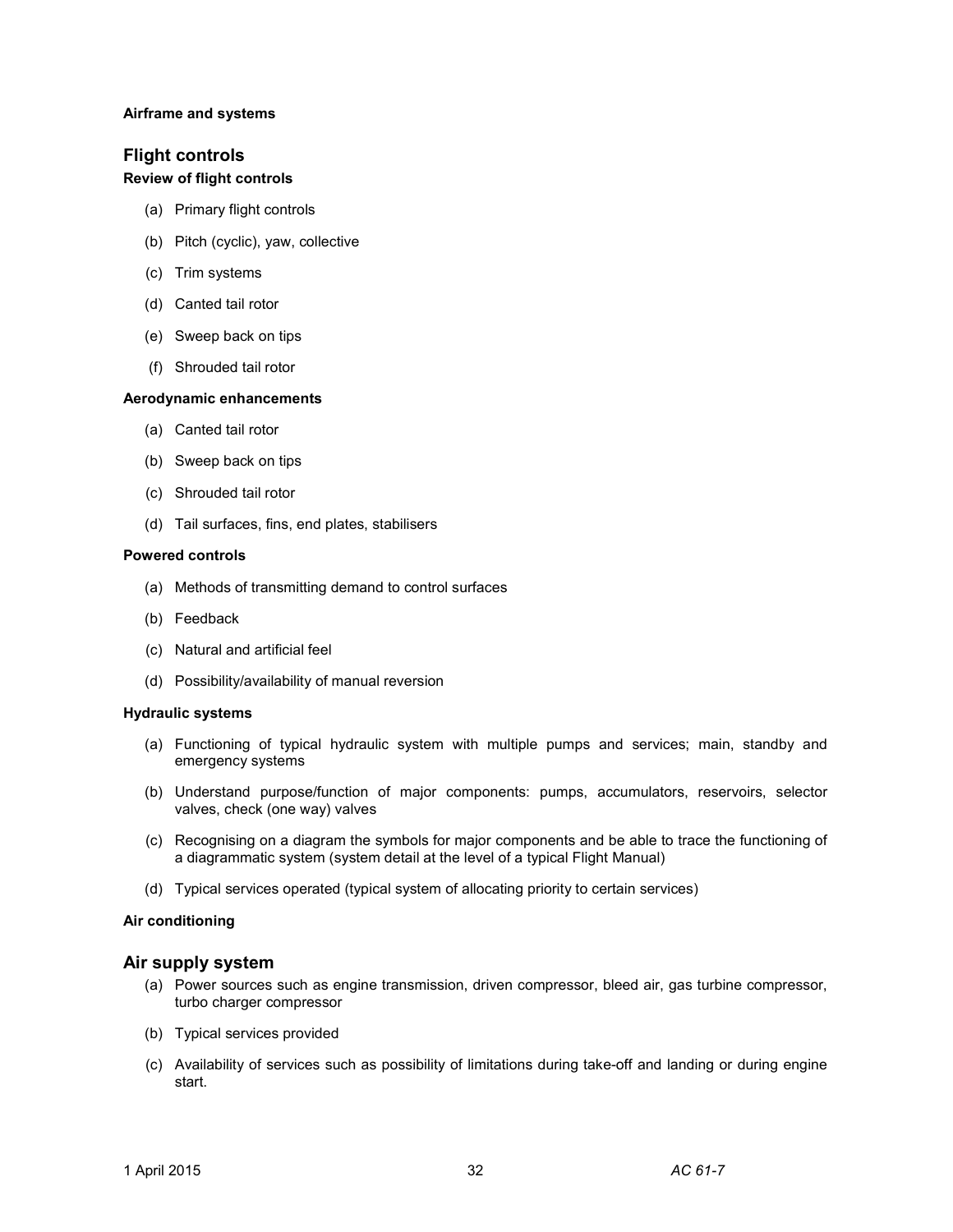**Airframe and systems**

## Flight controls

**Review of flight controls**

(a) Primary flight controls

(b) Pitch (cyclic), yaw, collective

(c) Trim systems

(d) Canted tail rotor

(e) Sweep back on tips

(f) Shrouded tail rotor

**Aerodynamic enhancements**

(a) Canted tail rotor

(b) Sweep back on tips

(c) Shrouded tail rotor

(d) Tail surfaces, fins, end plates, stabilisers

**Powered controls**

(a) Methods of transmitting demand to control surfaces

(b) Feedback

(c) Natural and artificial feel

(d) Possibility/availability of manual reversion

**Hydraulic systems**

(a) Functioning of typical hydraulic system with multiple pumps and services; main, standby and emergency systems

(b) Understand purpose/function of major components: pumps, accumulators, reservoirs, selector valves, check (one way) valves

(c) Recognising on a diagram the symbols for major components and be able to trace the functioning of a diagrammatic system (system detail at the level of a typical Flight Manual)

(d) Typical services operated (typical system of allocating priority to certain services)

**Air conditioning**

## Air supply system

(a) Power sources such as engine transmission, driven compressor, bleed air, gas turbine compressor, turbo charger compressor

(b) Typical services provided

(c) Availability of services such as possibility of limitations during take-off and landing or during engine start.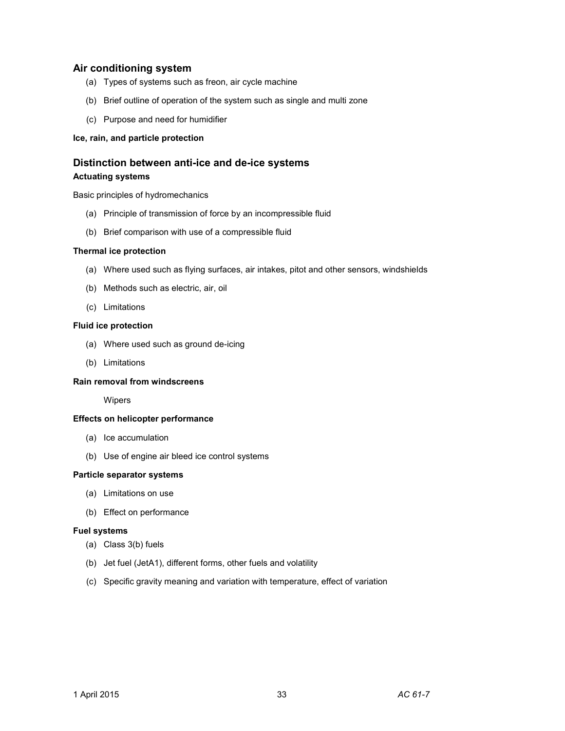## Air conditioning system

(a) Types of systems such as freon, air cycle machine

(b) Brief outline of operation of the system such as single and multi zone

(c) Purpose and need for humidifier

**Ice, rain, and particle protection**

## Distinction between anti-ice and de-ice systems

**Actuating systems**

Basic principles of hydromechanics

(a) Principle of transmission of force by an incompressible fluid

(b) Brief comparison with use of a compressible fluid

**Thermal ice protection**

(a) Where used such as flying surfaces, air intakes, pitot and other sensors, windshields

(b) Methods such as electric, air, oil

(c) Limitations

**Fluid ice protection**

(a) Where used such as ground de-icing

(b) Limitations

**Rain removal from windscreens**

Wipers

**Effects on helicopter performance**

(a) Ice accumulation

(b) Use of engine air bleed ice control systems

**Particle separator systems**

(a) Limitations on use

(b) Effect on performance

**Fuel systems**

(a) Class 3(b) fuels

(b) Jet fuel (JetA1), different forms, other fuels and volatility

(c) Specific gravity meaning and variation with temperature, effect of variation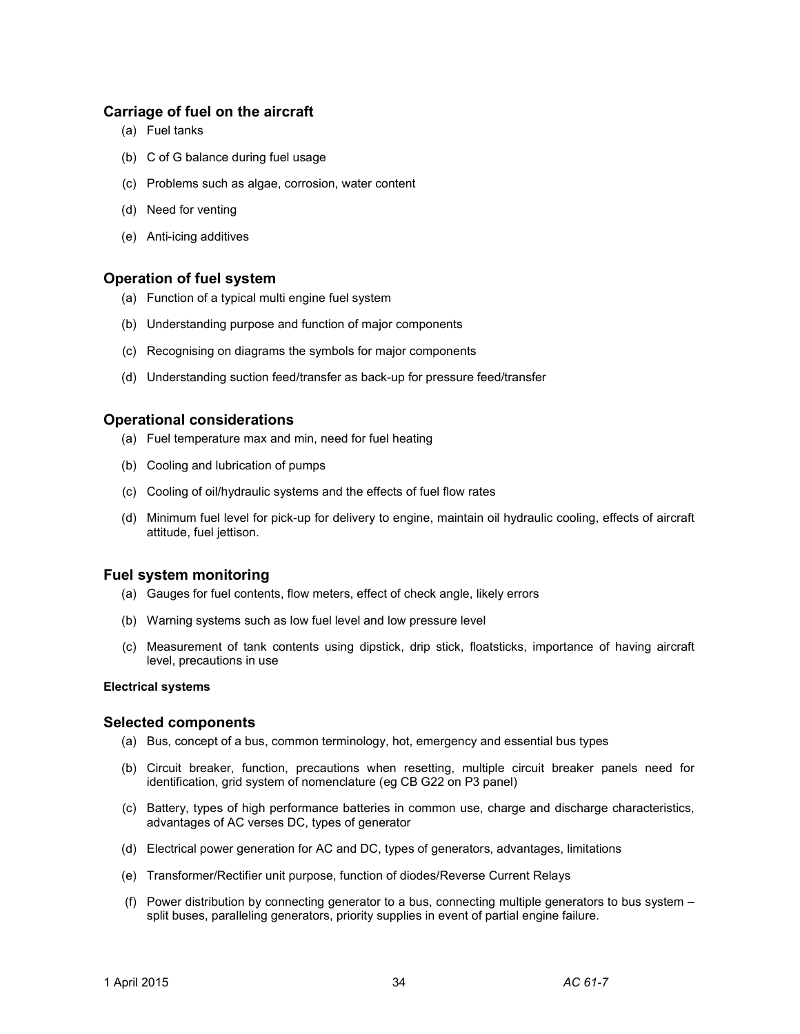### Carriage of fuel on the aircraft

(a) Fuel tanks

(b) C of G balance during fuel usage

(c) Problems such as algae, corrosion, water content

(d) Need for venting

(e) Anti-icing additives

### Operation of fuel system

(a) Function of a typical multi engine fuel system

(b) Understanding purpose and function of major components

(c) Recognising on diagrams the symbols for major components

(d) Understanding suction feed/transfer as back-up for pressure feed/transfer

### Operational considerations

(a) Fuel temperature max and min, need for fuel heating

(b) Cooling and lubrication of pumps

(c) Cooling of oil/hydraulic systems and the effects of fuel flow rates

(d) Minimum fuel level for pick-up for delivery to engine, maintain oil hydraulic cooling, effects of aircraft attitude, fuel jettison.

### Fuel system monitoring

(a) Gauges for fuel contents, flow meters, effect of check angle, likely errors

(b) Warning systems such as low fuel level and low pressure level

(c) Measurement of tank contents using dipstick, drip stick, floatsticks, importance of having aircraft level, precautions in use

**Electrical systems**

### Selected components

(a) Bus, concept of a bus, common terminology, hot, emergency and essential bus types

(b) Circuit breaker, function, precautions when resetting, multiple circuit breaker panels need for identification, grid system of nomenclature (eg CB G22 on P3 panel)

(c) Battery, types of high performance batteries in common use, charge and discharge characteristics, advantages of AC verses DC, types of generator

(d) Electrical power generation for AC and DC, types of generators, advantages, limitations

(e) Transformer/Rectifier unit purpose, function of diodes/Reverse Current Relays

(f) Power distribution by connecting generator to a bus, connecting multiple generators to bus system – split buses, paralleling generators, priority supplies in event of partial engine failure.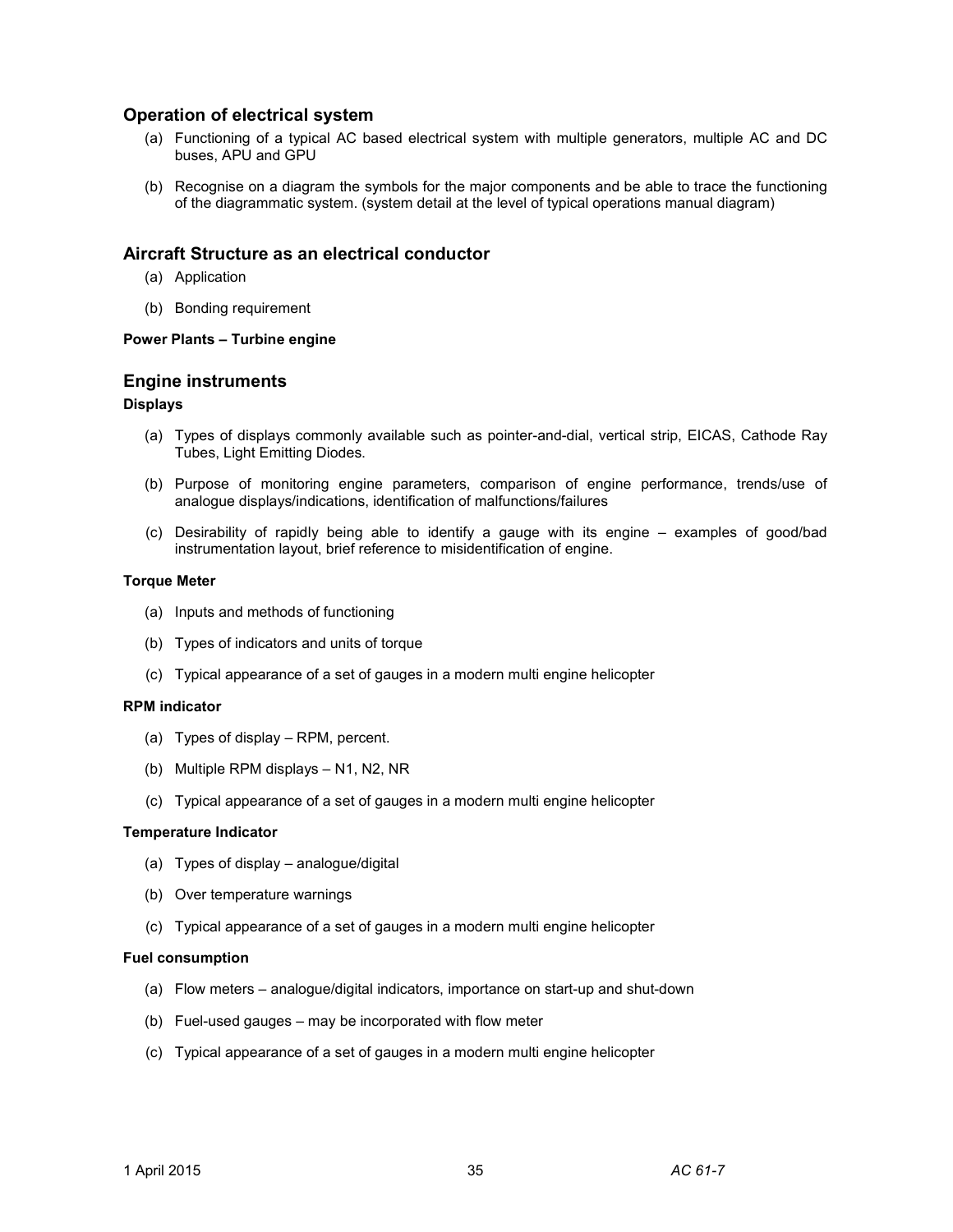## Operation of electrical system

(a) Functioning of a typical AC based electrical system with multiple generators, multiple AC and DC buses, APU and GPU

(b) Recognise on a diagram the symbols for the major components and be able to trace the functioning of the diagrammatic system. (system detail at the level of typical operations manual diagram)

## Aircraft Structure as an electrical conductor

(a) Application

(b) Bonding requirement

**Power Plants – Turbine engine**

## Engine instruments

**Displays**

(a) Types of displays commonly available such as pointer-and-dial, vertical strip, EICAS, Cathode Ray Tubes, Light Emitting Diodes.

(b) Purpose of monitoring engine parameters, comparison of engine performance, trends/use of analogue displays/indications, identification of malfunctions/failures

(c) Desirability of rapidly being able to identify a gauge with its engine – examples of good/bad instrumentation layout, brief reference to misidentification of engine.

**Torque Meter**

(a) Inputs and methods of functioning

(b) Types of indicators and units of torque

(c) Typical appearance of a set of gauges in a modern multi engine helicopter

**RPM indicator**

(a) Types of display – RPM, percent.

(b) Multiple RPM displays – N1, N2, NR

(c) Typical appearance of a set of gauges in a modern multi engine helicopter

**Temperature Indicator**

(a) Types of display – analogue/digital

(b) Over temperature warnings

(c) Typical appearance of a set of gauges in a modern multi engine helicopter

**Fuel consumption**

(a) Flow meters – analogue/digital indicators, importance on start-up and shut-down

(b) Fuel-used gauges – may be incorporated with flow meter

(c) Typical appearance of a set of gauges in a modern multi engine helicopter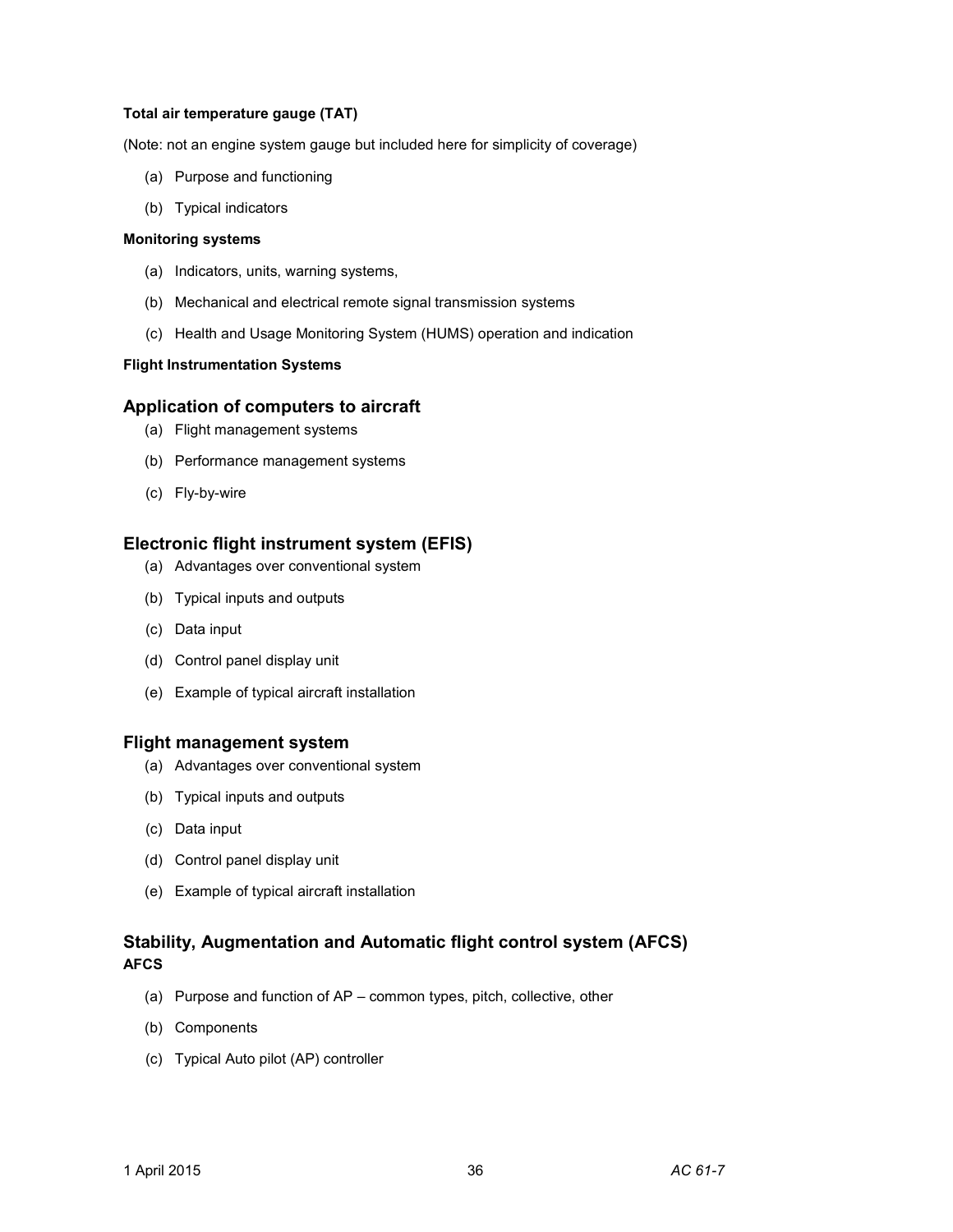**Total air temperature gauge (TAT)**

(Note: not an engine system gauge but included here for simplicity of coverage)

(a) Purpose and functioning

(b) Typical indicators

**Monitoring systems**

(a) Indicators, units, warning systems,

(b) Mechanical and electrical remote signal transmission systems

(c) Health and Usage Monitoring System (HUMS) operation and indication

**Flight Instrumentation Systems**

## Application of computers to aircraft

(a) Flight management systems

(b) Performance management systems

(c) Fly-by-wire

## Electronic flight instrument system (EFIS)

(a) Advantages over conventional system

(b) Typical inputs and outputs

(c) Data input

(d) Control panel display unit

(e) Example of typical aircraft installation

## Flight management system

(a) Advantages over conventional system

(b) Typical inputs and outputs

(c) Data input

(d) Control panel display unit

(e) Example of typical aircraft installation

## Stability, Augmentation and Automatic flight control system (AFCS)

**AFCS**

(a) Purpose and function of AP – common types, pitch, collective, other

(b) Components

(c) Typical Auto pilot (AP) controller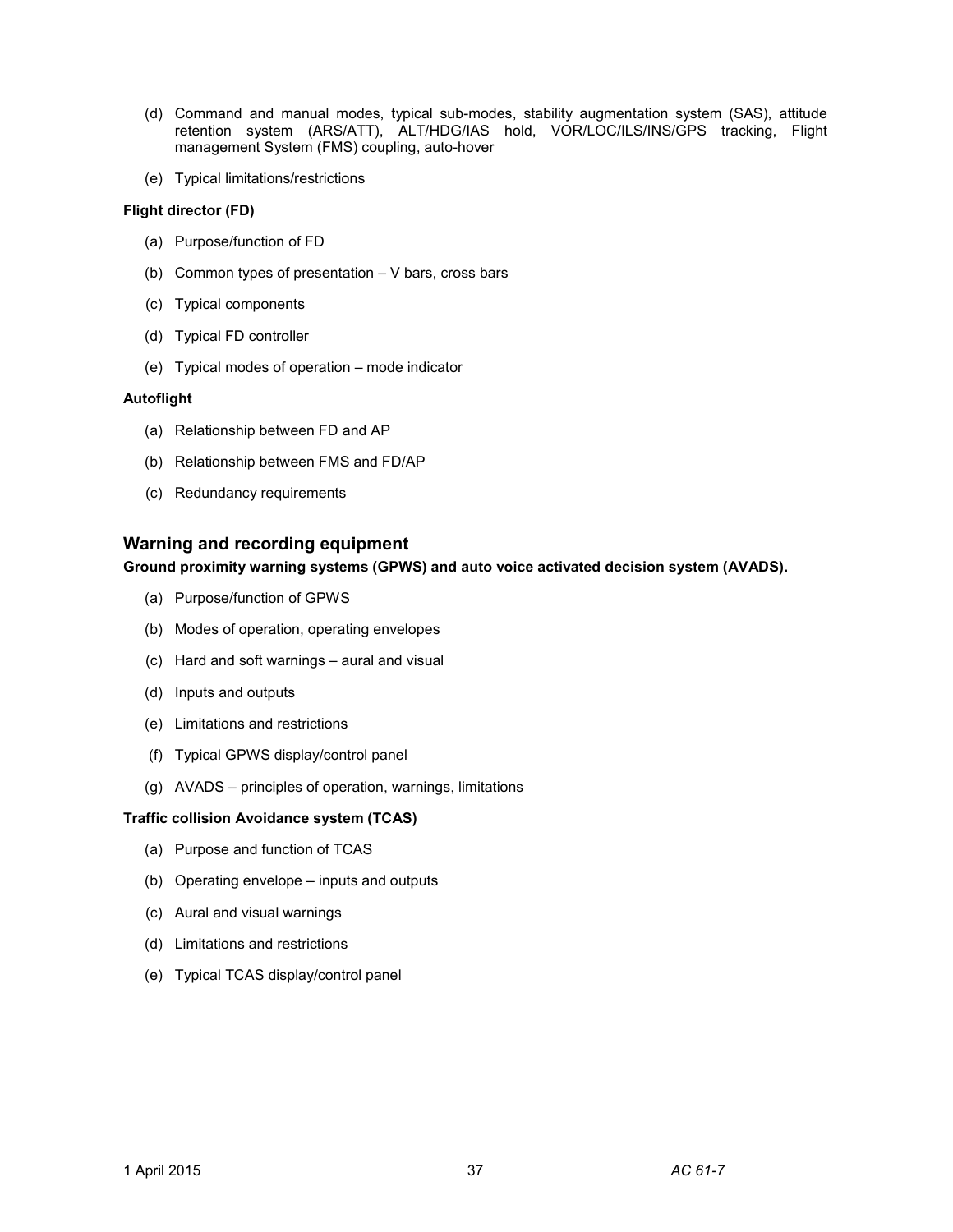(d) Command and manual modes, typical sub-modes, stability augmentation system (SAS), attitude retention system (ARS/ATT), ALT/HDG/IAS hold, VOR/LOC/ILS/INS/GPS tracking, Flight management System (FMS) coupling, auto-hover

(e) Typical limitations/restrictions

**Flight director (FD)**

(a) Purpose/function of FD

(b) Common types of presentation – V bars, cross bars

(c) Typical components

(d) Typical FD controller

(e) Typical modes of operation – mode indicator

**Autoflight**

(a) Relationship between FD and AP

(b) Relationship between FMS and FD/AP

(c) Redundancy requirements

## Warning and recording equipment

**Ground proximity warning systems (GPWS) and auto voice activated decision system (AVADS).**

(a) Purpose/function of GPWS

(b) Modes of operation, operating envelopes

(c) Hard and soft warnings – aural and visual

(d) Inputs and outputs

(e) Limitations and restrictions

(f) Typical GPWS display/control panel

(g) AVADS – principles of operation, warnings, limitations

**Traffic collision Avoidance system (TCAS)**

(a) Purpose and function of TCAS

(b) Operating envelope – inputs and outputs

(c) Aural and visual warnings

(d) Limitations and restrictions

(e) Typical TCAS display/control panel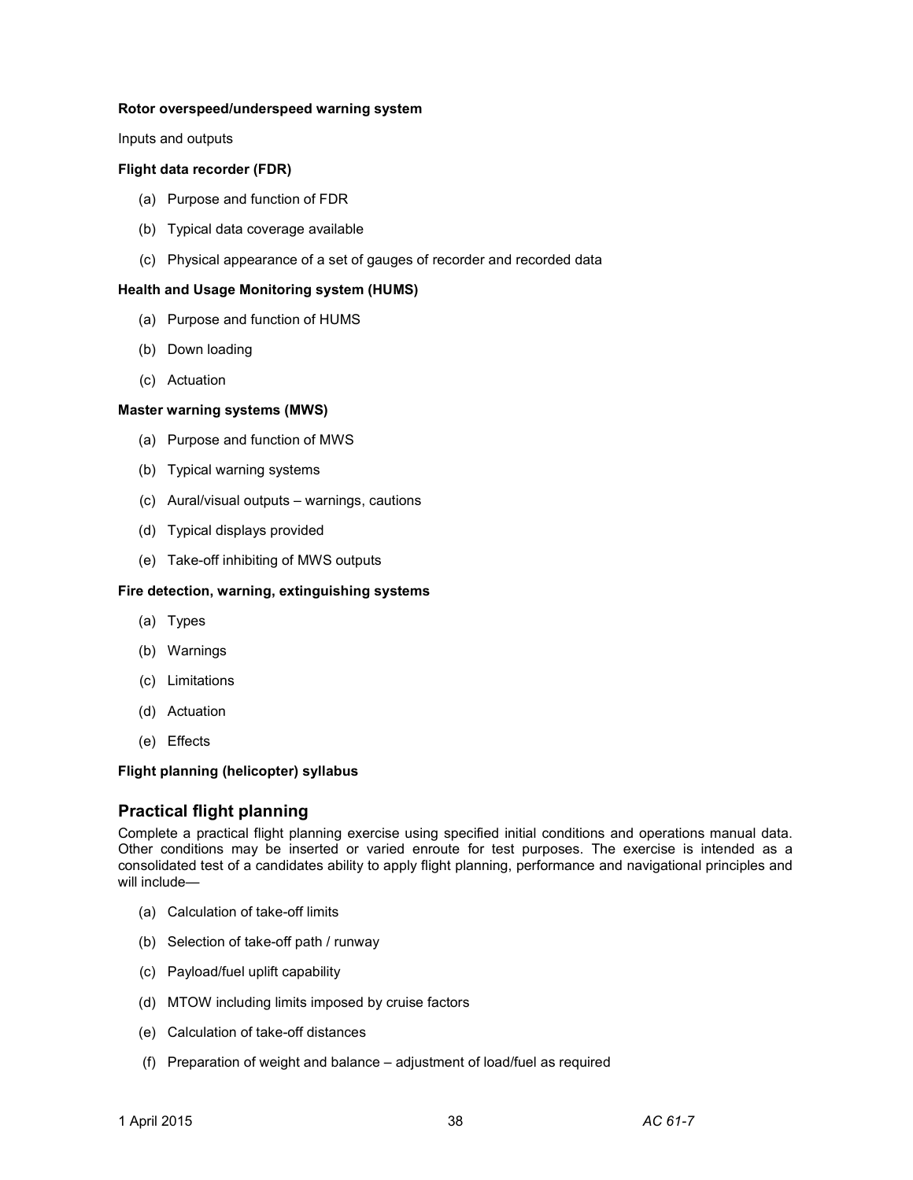**Rotor overspeed/underspeed warning system**

Inputs and outputs

**Flight data recorder (FDR)**

(a) Purpose and function of FDR

(b) Typical data coverage available

(c) Physical appearance of a set of gauges of recorder and recorded data

**Health and Usage Monitoring system (HUMS)**

(a) Purpose and function of HUMS

(b) Down loading

(c) Actuation

**Master warning systems (MWS)**

(a) Purpose and function of MWS

(b) Typical warning systems

(c) Aural/visual outputs – warnings, cautions

(d) Typical displays provided

(e) Take-off inhibiting of MWS outputs

**Fire detection, warning, extinguishing systems**

(a) Types

(b) Warnings

(c) Limitations

(d) Actuation

(e) Effects

**Flight planning (helicopter) syllabus**

## Practical flight planning

Complete a practical flight planning exercise using specified initial conditions and operations manual data. Other conditions may be inserted or varied enroute for test purposes. The exercise is intended as a consolidated test of a candidates ability to apply flight planning, performance and navigational principles and will include—

(a) Calculation of take-off limits

(b) Selection of take-off path / runway

(c) Payload/fuel uplift capability

(d) MTOW including limits imposed by cruise factors

(e) Calculation of take-off distances

(f) Preparation of weight and balance – adjustment of load/fuel as required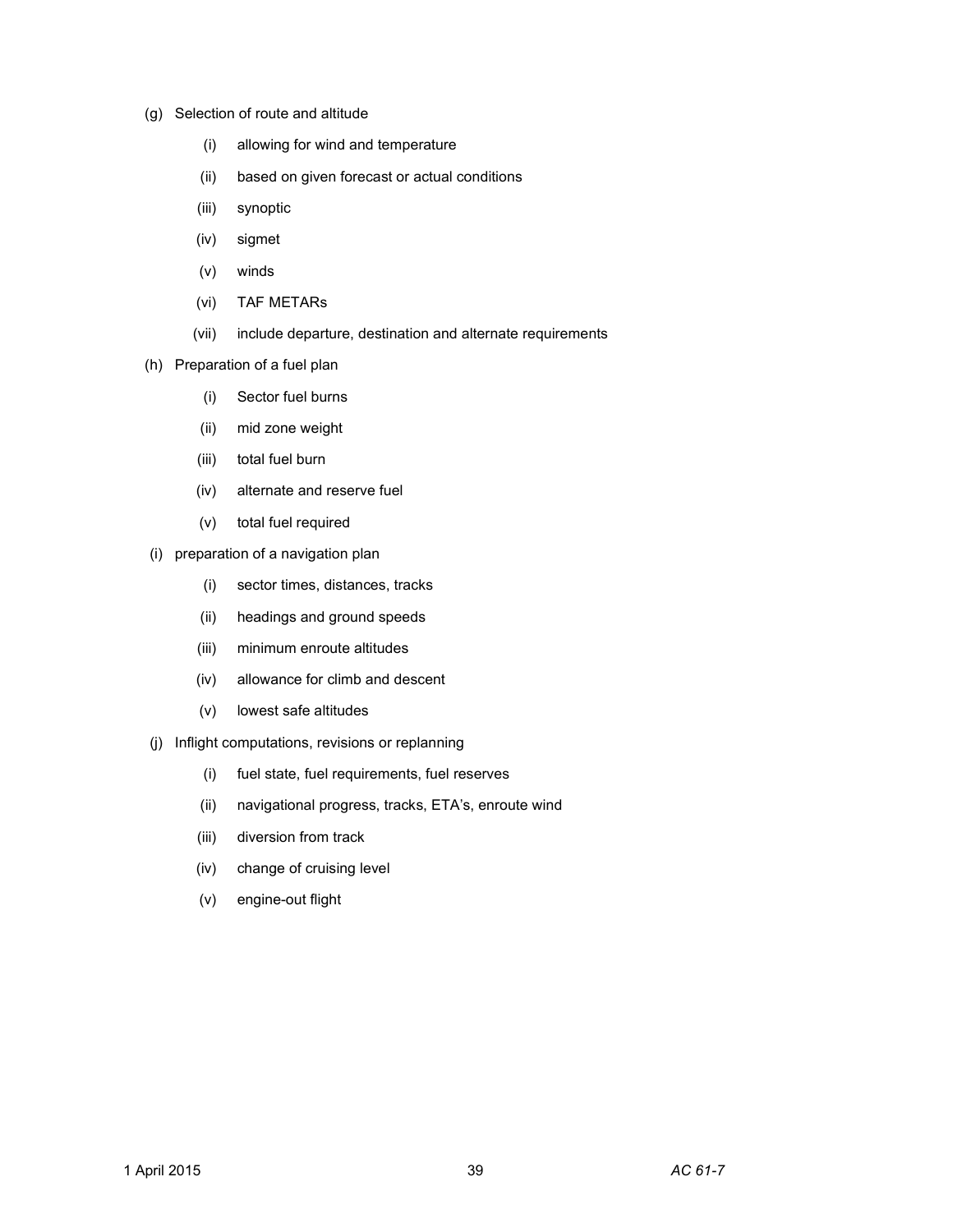(g) Selection of route and altitude

   (i) allowing for wind and temperature

   (ii) based on given forecast or actual conditions

   (iii) synoptic

   (iv) sigmet

   (v) winds

   (vi) TAF METARs

   (vii) include departure, destination and alternate requirements

(h) Preparation of a fuel plan

   (i) Sector fuel burns

   (ii) mid zone weight

   (iii) total fuel burn

   (iv) alternate and reserve fuel

   (v) total fuel required

(i) preparation of a navigation plan

   (i) sector times, distances, tracks

   (ii) headings and ground speeds

   (iii) minimum enroute altitudes

   (iv) allowance for climb and descent

   (v) lowest safe altitudes

(j) Inflight computations, revisions or replanning

   (i) fuel state, fuel requirements, fuel reserves

   (ii) navigational progress, tracks, ETA's, enroute wind

   (iii) diversion from track

   (iv) change of cruising level

   (v) engine-out flight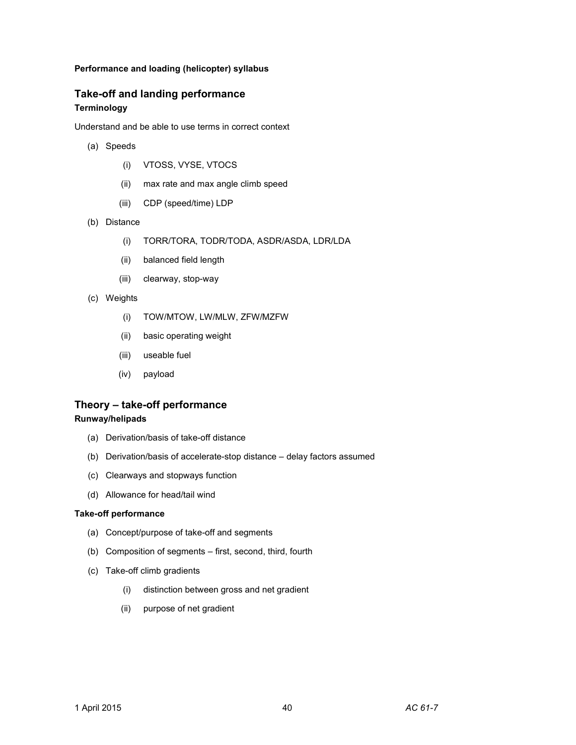**Performance and loading (helicopter) syllabus**

## Take-off and landing performance

### Terminology

Understand and be able to use terms in correct context

(a) Speeds

- (i) VTOSS, VYSE, VTOCS
- (ii) max rate and max angle climb speed
- (iii) CDP (speed/time) LDP

(b) Distance

- (i) TORR/TORA, TODR/TODA, ASDR/ASDA, LDR/LDA
- (ii) balanced field length
- (iii) clearway, stop-way

(c) Weights

- (i) TOW/MTOW, LW/MLW, ZFW/MZFW
- (ii) basic operating weight
- (iii) useable fuel
- (iv) payload

## Theory – take-off performance

### Runway/helipads

(a) Derivation/basis of take-off distance

(b) Derivation/basis of accelerate-stop distance – delay factors assumed

(c) Clearways and stopways function

(d) Allowance for head/tail wind

### Take-off performance

(a) Concept/purpose of take-off and segments

(b) Composition of segments – first, second, third, fourth

(c) Take-off climb gradients

- (i) distinction between gross and net gradient
- (ii) purpose of net gradient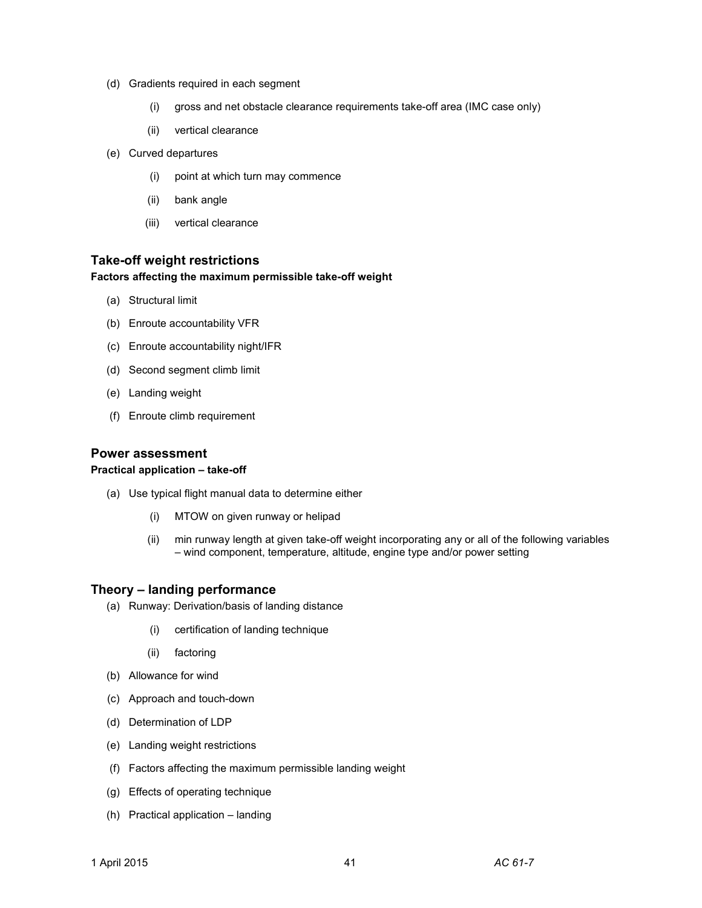(d) Gradients required in each segment

  (i) gross and net obstacle clearance requirements take-off area (IMC case only)

  (ii) vertical clearance

(e) Curved departures

  (i) point at which turn may commence

  (ii) bank angle

  (iii) vertical clearance

## Take-off weight restrictions

**Factors affecting the maximum permissible take-off weight**

(a) Structural limit

(b) Enroute accountability VFR

(c) Enroute accountability night/IFR

(d) Second segment climb limit

(e) Landing weight

(f) Enroute climb requirement

## Power assessment

**Practical application – take-off**

(a) Use typical flight manual data to determine either

  (i) MTOW on given runway or helipad

  (ii) min runway length at given take-off weight incorporating any or all of the following variables – wind component, temperature, altitude, engine type and/or power setting

## Theory – landing performance

(a) Runway: Derivation/basis of landing distance

  (i) certification of landing technique

  (ii) factoring

(b) Allowance for wind

(c) Approach and touch-down

(d) Determination of LDP

(e) Landing weight restrictions

(f) Factors affecting the maximum permissible landing weight

(g) Effects of operating technique

(h) Practical application – landing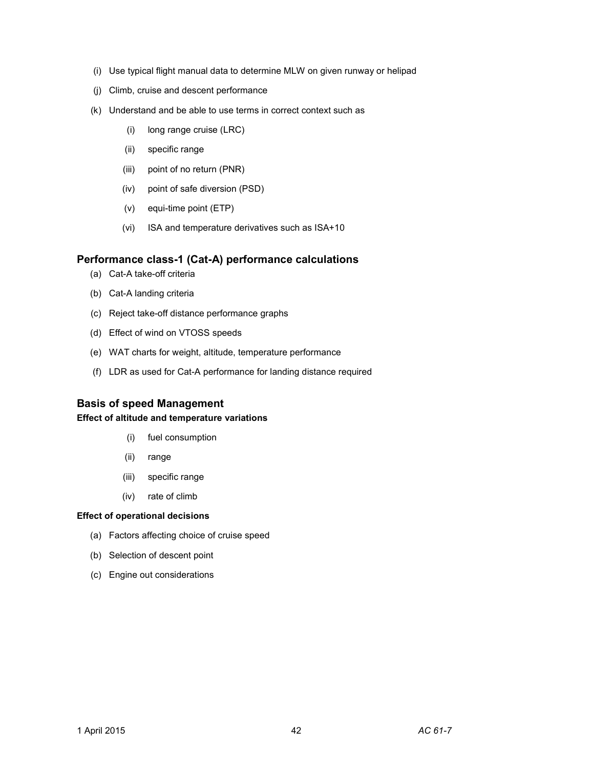(i) Use typical flight manual data to determine MLW on given runway or helipad

(j) Climb, cruise and descent performance

(k) Understand and be able to use terms in correct context such as

   (i) long range cruise (LRC)

   (ii) specific range

   (iii) point of no return (PNR)

   (iv) point of safe diversion (PSD)

   (v) equi-time point (ETP)

   (vi) ISA and temperature derivatives such as ISA+10

## Performance class-1 (Cat-A) performance calculations

(a) Cat-A take-off criteria

(b) Cat-A landing criteria

(c) Reject take-off distance performance graphs

(d) Effect of wind on VTOSS speeds

(e) WAT charts for weight, altitude, temperature performance

(f) LDR as used for Cat-A performance for landing distance required

## Basis of speed Management

#### Effect of altitude and temperature variations

   (i) fuel consumption

   (ii) range

   (iii) specific range

   (iv) rate of climb

#### Effect of operational decisions

(a) Factors affecting choice of cruise speed

(b) Selection of descent point

(c) Engine out considerations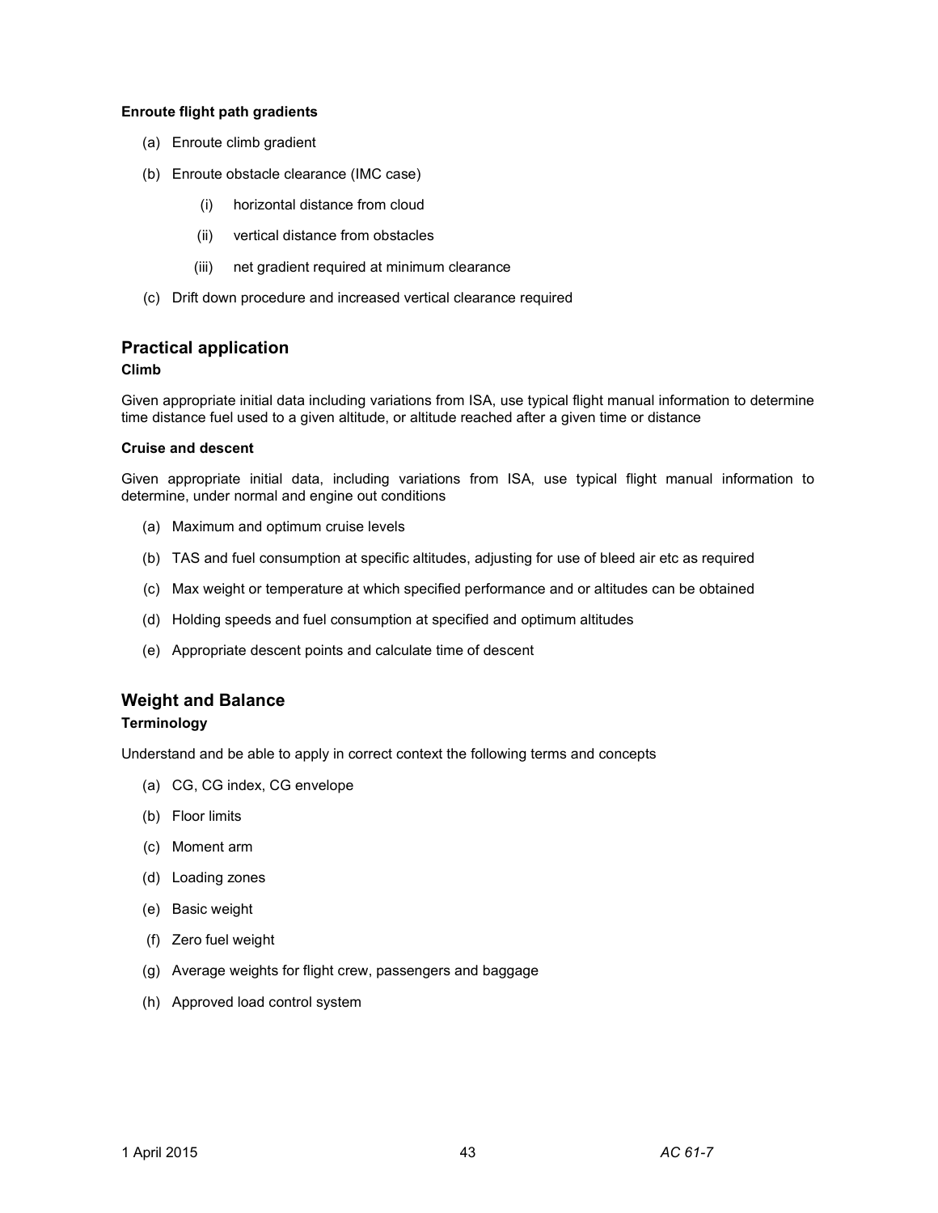**Enroute flight path gradients**

(a) Enroute climb gradient

(b) Enroute obstacle clearance (IMC case)

  (i) horizontal distance from cloud

  (ii) vertical distance from obstacles

  (iii) net gradient required at minimum clearance

(c) Drift down procedure and increased vertical clearance required

## Practical application

**Climb**

Given appropriate initial data including variations from ISA, use typical flight manual information to determine time distance fuel used to a given altitude, or altitude reached after a given time or distance

**Cruise and descent**

Given appropriate initial data, including variations from ISA, use typical flight manual information to determine, under normal and engine out conditions

(a) Maximum and optimum cruise levels

(b) TAS and fuel consumption at specific altitudes, adjusting for use of bleed air etc as required

(c) Max weight or temperature at which specified performance and or altitudes can be obtained

(d) Holding speeds and fuel consumption at specified and optimum altitudes

(e) Appropriate descent points and calculate time of descent

## Weight and Balance

**Terminology**

Understand and be able to apply in correct context the following terms and concepts

(a) CG, CG index, CG envelope

(b) Floor limits

(c) Moment arm

(d) Loading zones

(e) Basic weight

(f) Zero fuel weight

(g) Average weights for flight crew, passengers and baggage

(h) Approved load control system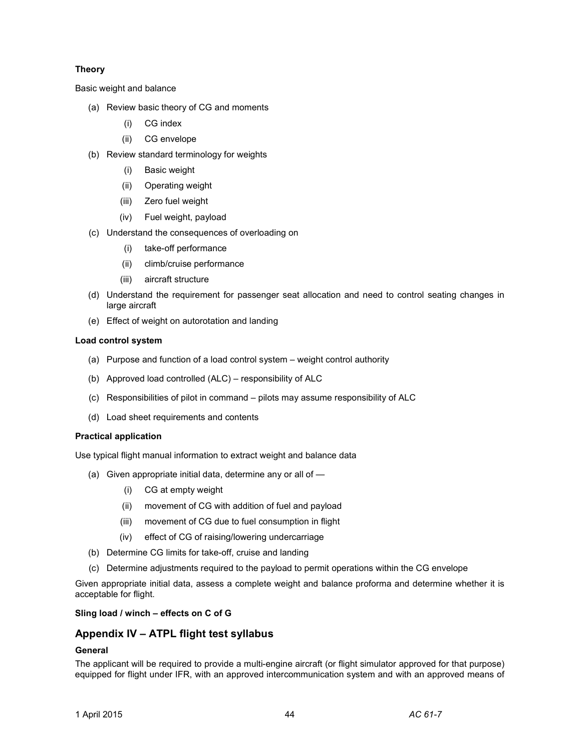**Theory**

Basic weight and balance

(a) Review basic theory of CG and moments
   (i) CG index
   (ii) CG envelope

(b) Review standard terminology for weights
   (i) Basic weight
   (ii) Operating weight
   (iii) Zero fuel weight
   (iv) Fuel weight, payload

(c) Understand the consequences of overloading on
   (i) take-off performance
   (ii) climb/cruise performance
   (iii) aircraft structure

(d) Understand the requirement for passenger seat allocation and need to control seating changes in large aircraft

(e) Effect of weight on autorotation and landing

**Load control system**

(a) Purpose and function of a load control system – weight control authority

(b) Approved load controlled (ALC) – responsibility of ALC

(c) Responsibilities of pilot in command – pilots may assume responsibility of ALC

(d) Load sheet requirements and contents

**Practical application**

Use typical flight manual information to extract weight and balance data

(a) Given appropriate initial data, determine any or all of —
   (i) CG at empty weight
   (ii) movement of CG with addition of fuel and payload
   (iii) movement of CG due to fuel consumption in flight
   (iv) effect of CG of raising/lowering undercarriage

(b) Determine CG limits for take-off, cruise and landing

(c) Determine adjustments required to the payload to permit operations within the CG envelope

Given appropriate initial data, assess a complete weight and balance proforma and determine whether it is acceptable for flight.

**Sling load / winch – effects on C of G**

## Appendix IV – ATPL flight test syllabus

**General**

The applicant will be required to provide a multi-engine aircraft (or flight simulator approved for that purpose) equipped for flight under IFR, with an approved intercommunication system and with an approved means of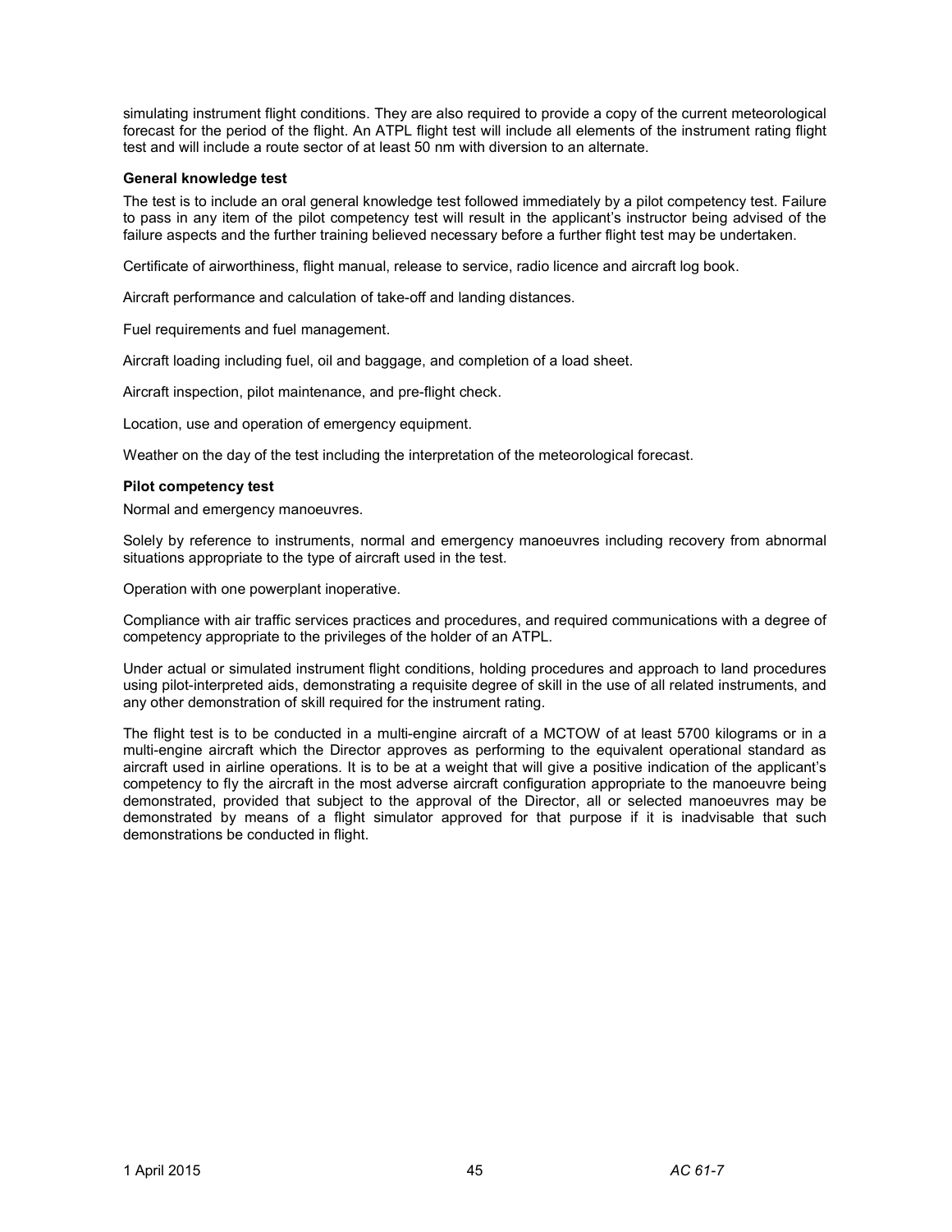simulating instrument flight conditions. They are also required to provide a copy of the current meteorological forecast for the period of the flight. An ATPL flight test will include all elements of the instrument rating flight test and will include a route sector of at least 50 nm with diversion to an alternate.

**General knowledge test**

The test is to include an oral general knowledge test followed immediately by a pilot competency test. Failure to pass in any item of the pilot competency test will result in the applicant's instructor being advised of the failure aspects and the further training believed necessary before a further flight test may be undertaken.

Certificate of airworthiness, flight manual, release to service, radio licence and aircraft log book.

Aircraft performance and calculation of take-off and landing distances.

Fuel requirements and fuel management.

Aircraft loading including fuel, oil and baggage, and completion of a load sheet.

Aircraft inspection, pilot maintenance, and pre-flight check.

Location, use and operation of emergency equipment.

Weather on the day of the test including the interpretation of the meteorological forecast.

**Pilot competency test**

Normal and emergency manoeuvres.

Solely by reference to instruments, normal and emergency manoeuvres including recovery from abnormal situations appropriate to the type of aircraft used in the test.

Operation with one powerplant inoperative.

Compliance with air traffic services practices and procedures, and required communications with a degree of competency appropriate to the privileges of the holder of an ATPL.

Under actual or simulated instrument flight conditions, holding procedures and approach to land procedures using pilot-interpreted aids, demonstrating a requisite degree of skill in the use of all related instruments, and any other demonstration of skill required for the instrument rating.

The flight test is to be conducted in a multi-engine aircraft of a MCTOW of at least 5700 kilograms or in a multi-engine aircraft which the Director approves as performing to the equivalent operational standard as aircraft used in airline operations. It is to be at a weight that will give a positive indication of the applicant's competency to fly the aircraft in the most adverse aircraft configuration appropriate to the manoeuvre being demonstrated, provided that subject to the approval of the Director, all or selected manoeuvres may be demonstrated by means of a flight simulator approved for that purpose if it is inadvisable that such demonstrations be conducted in flight.